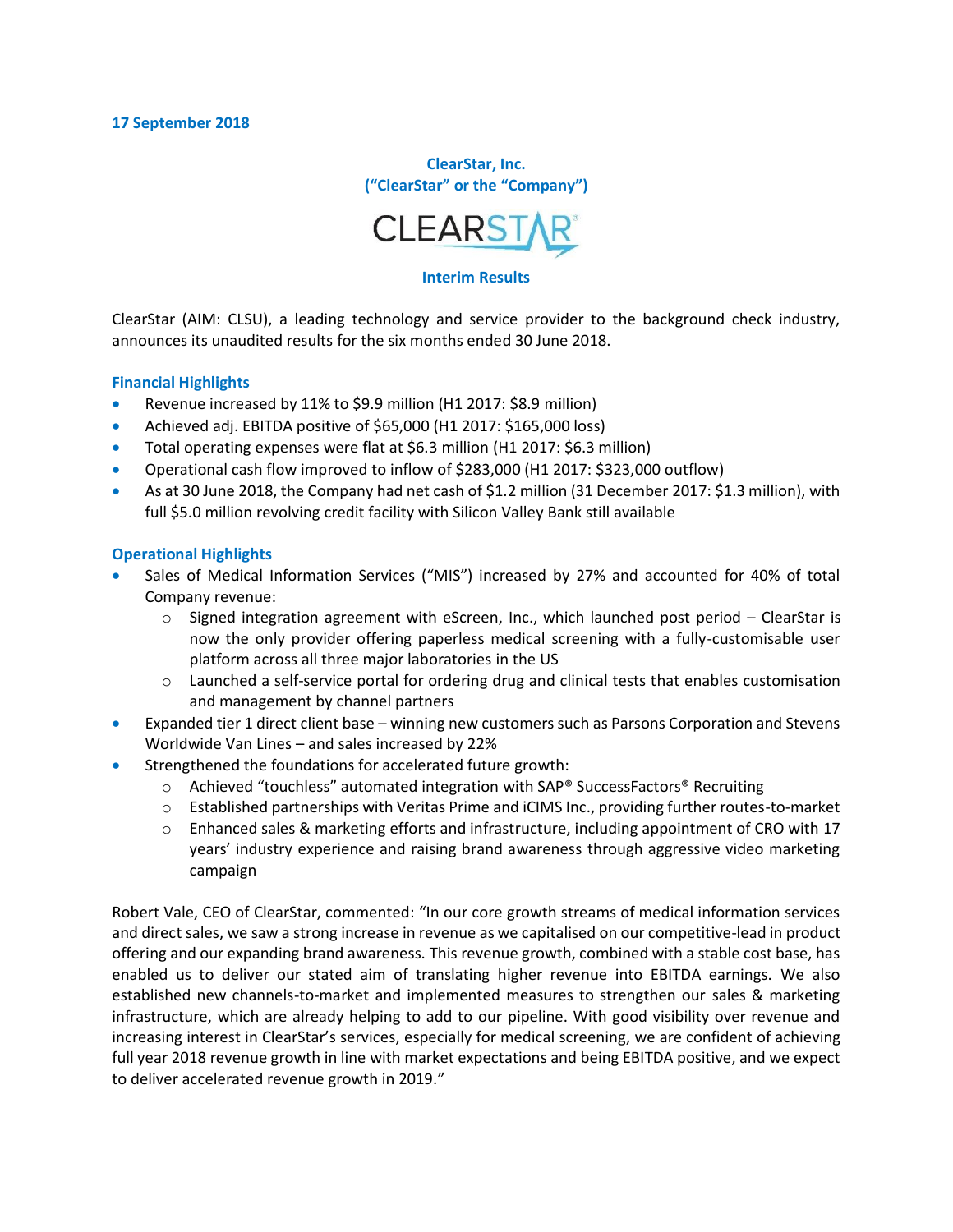**17 September 2018**

**ClearStar, Inc.**
**("ClearStar" or the "Company")**

CLEARSTAR

**Interim Results**

ClearStar (AIM: CLSU), a leading technology and service provider to the background check industry, announces its unaudited results for the six months ended 30 June 2018.

## Financial Highlights

- Revenue increased by 11% to $9.9 million (H1 2017: $8.9 million)
- Achieved adj. EBITDA positive of $65,000 (H1 2017: $165,000 loss)
- Total operating expenses were flat at $6.3 million (H1 2017: $6.3 million)
- Operational cash flow improved to inflow of $283,000 (H1 2017: $323,000 outflow)
- As at 30 June 2018, the Company had net cash of $1.2 million (31 December 2017: $1.3 million), with full $5.0 million revolving credit facility with Silicon Valley Bank still available

## Operational Highlights

- Sales of Medical Information Services ("MIS") increased by 27% and accounted for 40% of total Company revenue:
  - Signed integration agreement with eScreen, Inc., which launched post period – ClearStar is now the only provider offering paperless medical screening with a fully-customisable user platform across all three major laboratories in the US
  - Launched a self-service portal for ordering drug and clinical tests that enables customisation and management by channel partners
- Expanded tier 1 direct client base – winning new customers such as Parsons Corporation and Stevens Worldwide Van Lines – and sales increased by 22%
- Strengthened the foundations for accelerated future growth:
  - Achieved "touchless" automated integration with SAP® SuccessFactors® Recruiting
  - Established partnerships with Veritas Prime and iCIMS Inc., providing further routes-to-market
  - Enhanced sales & marketing efforts and infrastructure, including appointment of CRO with 17 years' industry experience and raising brand awareness through aggressive video marketing campaign

Robert Vale, CEO of ClearStar, commented: "In our core growth streams of medical information services and direct sales, we saw a strong increase in revenue as we capitalised on our competitive-lead in product offering and our expanding brand awareness. This revenue growth, combined with a stable cost base, has enabled us to deliver our stated aim of translating higher revenue into EBITDA earnings. We also established new channels-to-market and implemented measures to strengthen our sales & marketing infrastructure, which are already helping to add to our pipeline. With good visibility over revenue and increasing interest in ClearStar's services, especially for medical screening, we are confident of achieving full year 2018 revenue growth in line with market expectations and being EBITDA positive, and we expect to deliver accelerated revenue growth in 2019."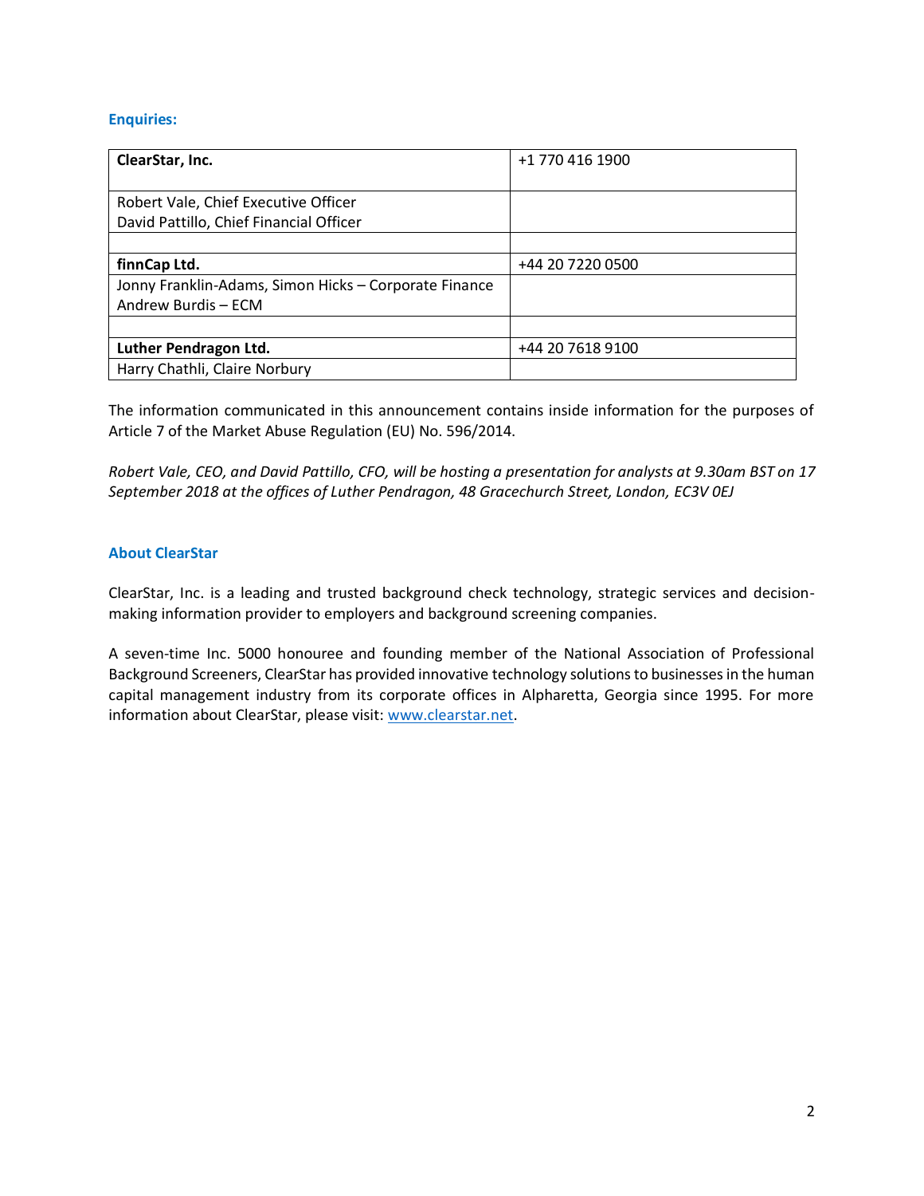### Enquiries:

| **ClearStar, Inc.** | +1 770 416 1900 |
|---|---|
| Robert Vale, Chief Executive Officer<br>David Pattillo, Chief Financial Officer | |
| | |
| **finnCap Ltd.** | +44 20 7220 0500 |
| Jonny Franklin-Adams, Simon Hicks – Corporate Finance<br>Andrew Burdis – ECM | |
| | |
| **Luther Pendragon Ltd.** | +44 20 7618 9100 |
| Harry Chathli, Claire Norbury | |

The information communicated in this announcement contains inside information for the purposes of Article 7 of the Market Abuse Regulation (EU) No. 596/2014.

*Robert Vale, CEO, and David Pattillo, CFO, will be hosting a presentation for analysts at 9.30am BST on 17 September 2018 at the offices of Luther Pendragon, 48 Gracechurch Street, London, EC3V 0EJ*

### About ClearStar

ClearStar, Inc. is a leading and trusted background check technology, strategic services and decision-making information provider to employers and background screening companies.

A seven-time Inc. 5000 honouree and founding member of the National Association of Professional Background Screeners, ClearStar has provided innovative technology solutions to businesses in the human capital management industry from its corporate offices in Alpharetta, Georgia since 1995. For more information about ClearStar, please visit: [www.clearstar.net](http://www.clearstar.net).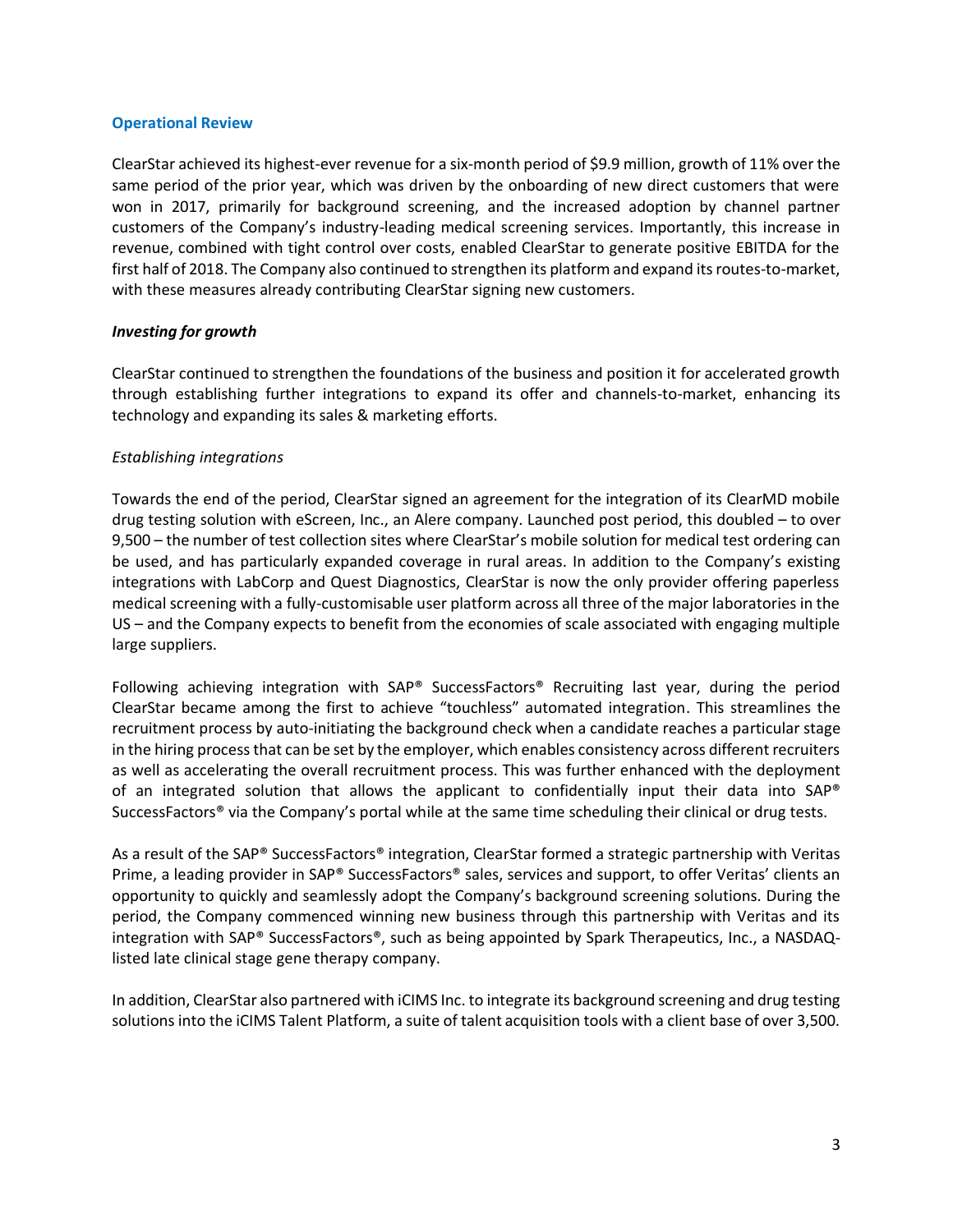## Operational Review

ClearStar achieved its highest-ever revenue for a six-month period of $9.9 million, growth of 11% over the same period of the prior year, which was driven by the onboarding of new direct customers that were won in 2017, primarily for background screening, and the increased adoption by channel partner customers of the Company's industry-leading medical screening services. Importantly, this increase in revenue, combined with tight control over costs, enabled ClearStar to generate positive EBITDA for the first half of 2018. The Company also continued to strengthen its platform and expand its routes-to-market, with these measures already contributing ClearStar signing new customers.

### *Investing for growth*

ClearStar continued to strengthen the foundations of the business and position it for accelerated growth through establishing further integrations to expand its offer and channels-to-market, enhancing its technology and expanding its sales & marketing efforts.

#### *Establishing integrations*

Towards the end of the period, ClearStar signed an agreement for the integration of its ClearMD mobile drug testing solution with eScreen, Inc., an Alere company. Launched post period, this doubled – to over 9,500 – the number of test collection sites where ClearStar's mobile solution for medical test ordering can be used, and has particularly expanded coverage in rural areas. In addition to the Company's existing integrations with LabCorp and Quest Diagnostics, ClearStar is now the only provider offering paperless medical screening with a fully-customisable user platform across all three of the major laboratories in the US – and the Company expects to benefit from the economies of scale associated with engaging multiple large suppliers.

Following achieving integration with SAP® SuccessFactors® Recruiting last year, during the period ClearStar became among the first to achieve "touchless" automated integration. This streamlines the recruitment process by auto-initiating the background check when a candidate reaches a particular stage in the hiring process that can be set by the employer, which enables consistency across different recruiters as well as accelerating the overall recruitment process. This was further enhanced with the deployment of an integrated solution that allows the applicant to confidentially input their data into SAP® SuccessFactors® via the Company's portal while at the same time scheduling their clinical or drug tests.

As a result of the SAP® SuccessFactors® integration, ClearStar formed a strategic partnership with Veritas Prime, a leading provider in SAP® SuccessFactors® sales, services and support, to offer Veritas' clients an opportunity to quickly and seamlessly adopt the Company's background screening solutions. During the period, the Company commenced winning new business through this partnership with Veritas and its integration with SAP® SuccessFactors®, such as being appointed by Spark Therapeutics, Inc., a NASDAQ-listed late clinical stage gene therapy company.

In addition, ClearStar also partnered with iCIMS Inc. to integrate its background screening and drug testing solutions into the iCIMS Talent Platform, a suite of talent acquisition tools with a client base of over 3,500.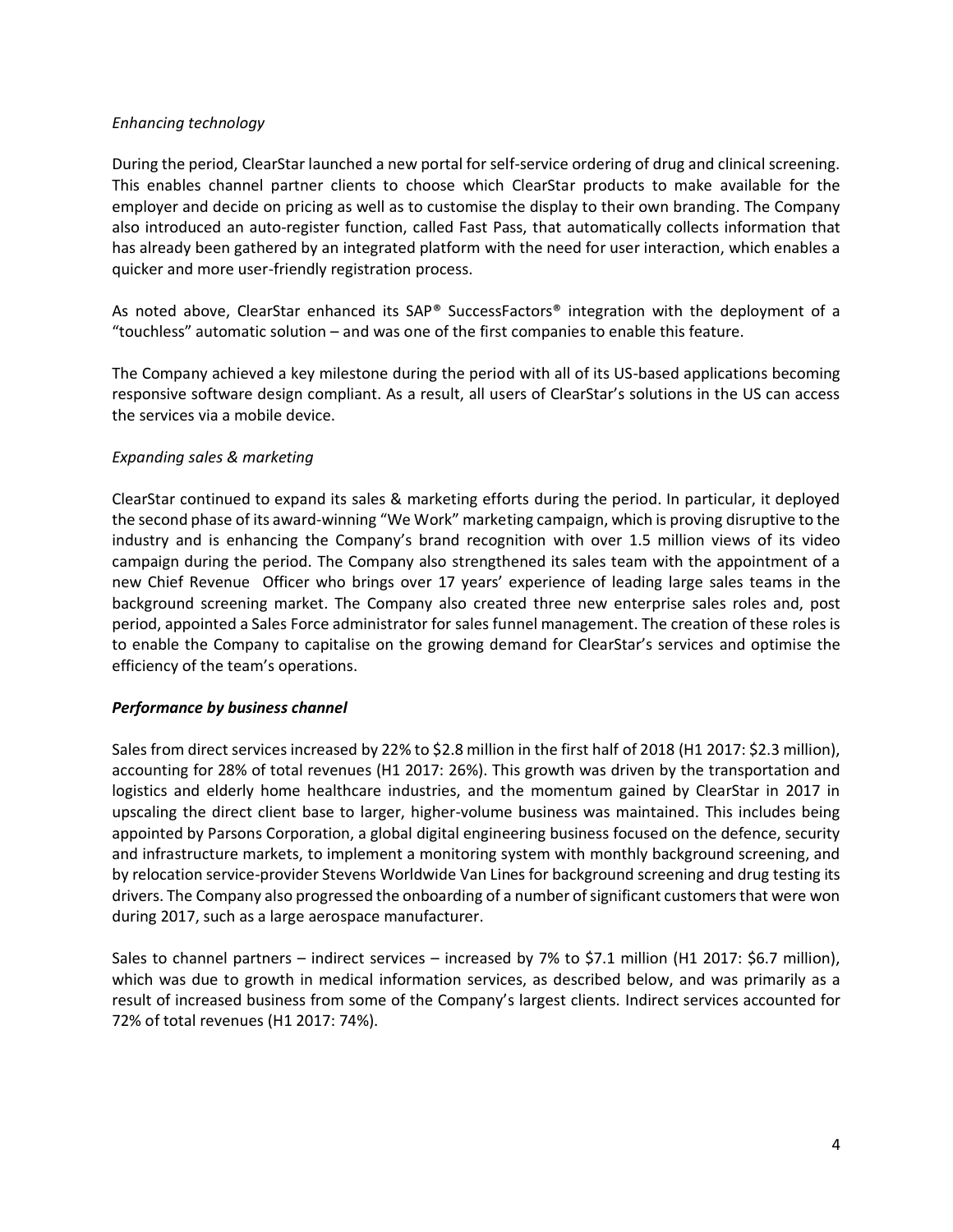*Enhancing technology*

During the period, ClearStar launched a new portal for self-service ordering of drug and clinical screening. This enables channel partner clients to choose which ClearStar products to make available for the employer and decide on pricing as well as to customise the display to their own branding. The Company also introduced an auto-register function, called Fast Pass, that automatically collects information that has already been gathered by an integrated platform with the need for user interaction, which enables a quicker and more user-friendly registration process.

As noted above, ClearStar enhanced its SAP® SuccessFactors® integration with the deployment of a "touchless" automatic solution – and was one of the first companies to enable this feature.

The Company achieved a key milestone during the period with all of its US-based applications becoming responsive software design compliant. As a result, all users of ClearStar's solutions in the US can access the services via a mobile device.

*Expanding sales & marketing*

ClearStar continued to expand its sales & marketing efforts during the period. In particular, it deployed the second phase of its award-winning "We Work" marketing campaign, which is proving disruptive to the industry and is enhancing the Company's brand recognition with over 1.5 million views of its video campaign during the period. The Company also strengthened its sales team with the appointment of a new Chief Revenue Officer who brings over 17 years' experience of leading large sales teams in the background screening market. The Company also created three new enterprise sales roles and, post period, appointed a Sales Force administrator for sales funnel management. The creation of these roles is to enable the Company to capitalise on the growing demand for ClearStar's services and optimise the efficiency of the team's operations.

***Performance by business channel***

Sales from direct services increased by 22% to $2.8 million in the first half of 2018 (H1 2017: $2.3 million), accounting for 28% of total revenues (H1 2017: 26%). This growth was driven by the transportation and logistics and elderly home healthcare industries, and the momentum gained by ClearStar in 2017 in upscaling the direct client base to larger, higher-volume business was maintained. This includes being appointed by Parsons Corporation, a global digital engineering business focused on the defence, security and infrastructure markets, to implement a monitoring system with monthly background screening, and by relocation service-provider Stevens Worldwide Van Lines for background screening and drug testing its drivers. The Company also progressed the onboarding of a number of significant customers that were won during 2017, such as a large aerospace manufacturer.

Sales to channel partners – indirect services – increased by 7% to $7.1 million (H1 2017: $6.7 million), which was due to growth in medical information services, as described below, and was primarily as a result of increased business from some of the Company's largest clients. Indirect services accounted for 72% of total revenues (H1 2017: 74%).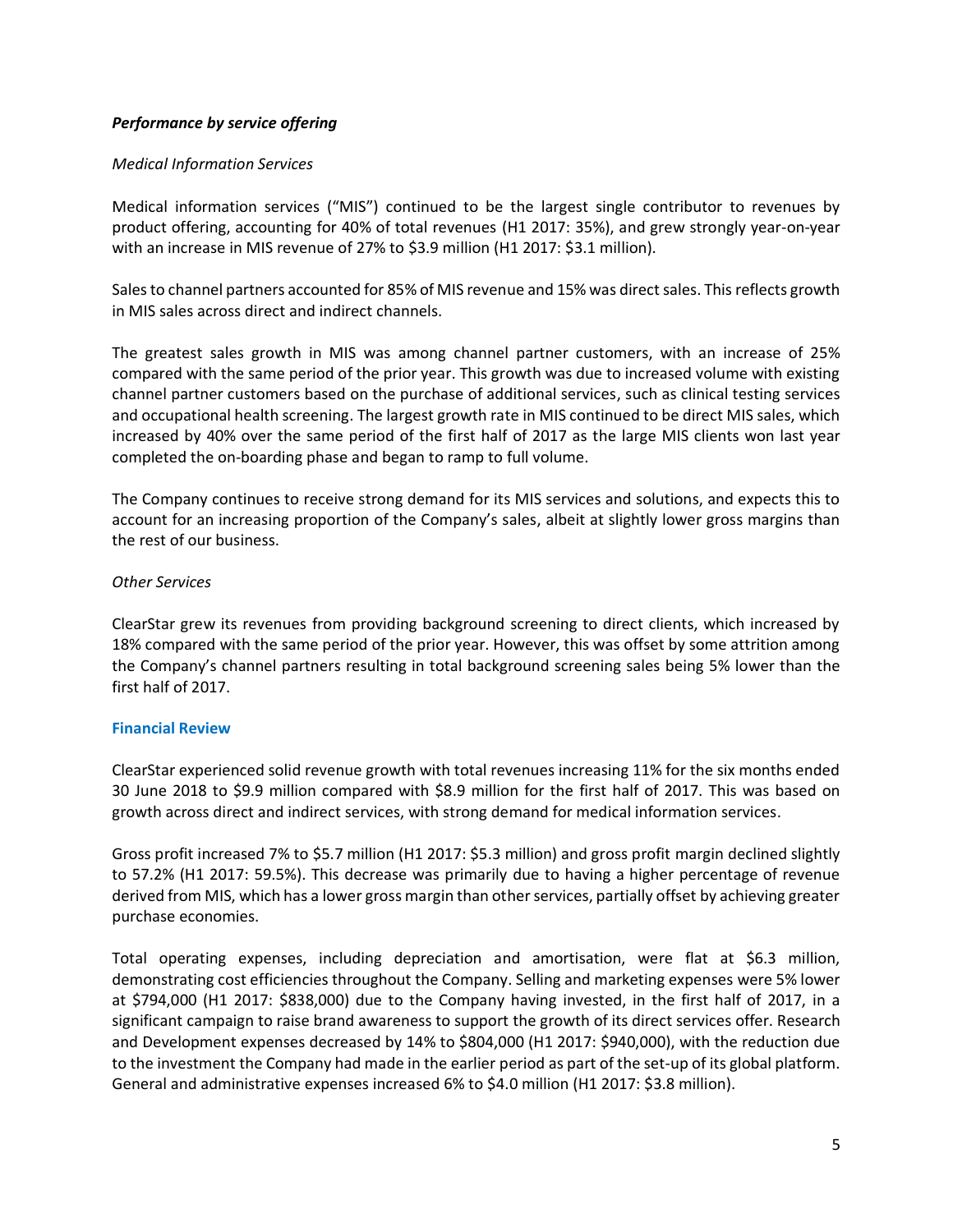### *Performance by service offering*

*Medical Information Services*

Medical information services ("MIS") continued to be the largest single contributor to revenues by product offering, accounting for 40% of total revenues (H1 2017: 35%), and grew strongly year-on-year with an increase in MIS revenue of 27% to $3.9 million (H1 2017: $3.1 million).

Sales to channel partners accounted for 85% of MIS revenue and 15% was direct sales. This reflects growth in MIS sales across direct and indirect channels.

The greatest sales growth in MIS was among channel partner customers, with an increase of 25% compared with the same period of the prior year. This growth was due to increased volume with existing channel partner customers based on the purchase of additional services, such as clinical testing services and occupational health screening. The largest growth rate in MIS continued to be direct MIS sales, which increased by 40% over the same period of the first half of 2017 as the large MIS clients won last year completed the on-boarding phase and began to ramp to full volume.

The Company continues to receive strong demand for its MIS services and solutions, and expects this to account for an increasing proportion of the Company's sales, albeit at slightly lower gross margins than the rest of our business.

*Other Services*

ClearStar grew its revenues from providing background screening to direct clients, which increased by 18% compared with the same period of the prior year. However, this was offset by some attrition among the Company's channel partners resulting in total background screening sales being 5% lower than the first half of 2017.

## Financial Review

ClearStar experienced solid revenue growth with total revenues increasing 11% for the six months ended 30 June 2018 to $9.9 million compared with $8.9 million for the first half of 2017. This was based on growth across direct and indirect services, with strong demand for medical information services.

Gross profit increased 7% to $5.7 million (H1 2017: $5.3 million) and gross profit margin declined slightly to 57.2% (H1 2017: 59.5%). This decrease was primarily due to having a higher percentage of revenue derived from MIS, which has a lower gross margin than other services, partially offset by achieving greater purchase economies.

Total operating expenses, including depreciation and amortisation, were flat at $6.3 million, demonstrating cost efficiencies throughout the Company. Selling and marketing expenses were 5% lower at $794,000 (H1 2017: $838,000) due to the Company having invested, in the first half of 2017, in a significant campaign to raise brand awareness to support the growth of its direct services offer. Research and Development expenses decreased by 14% to $804,000 (H1 2017: $940,000), with the reduction due to the investment the Company had made in the earlier period as part of the set-up of its global platform. General and administrative expenses increased 6% to $4.0 million (H1 2017: $3.8 million).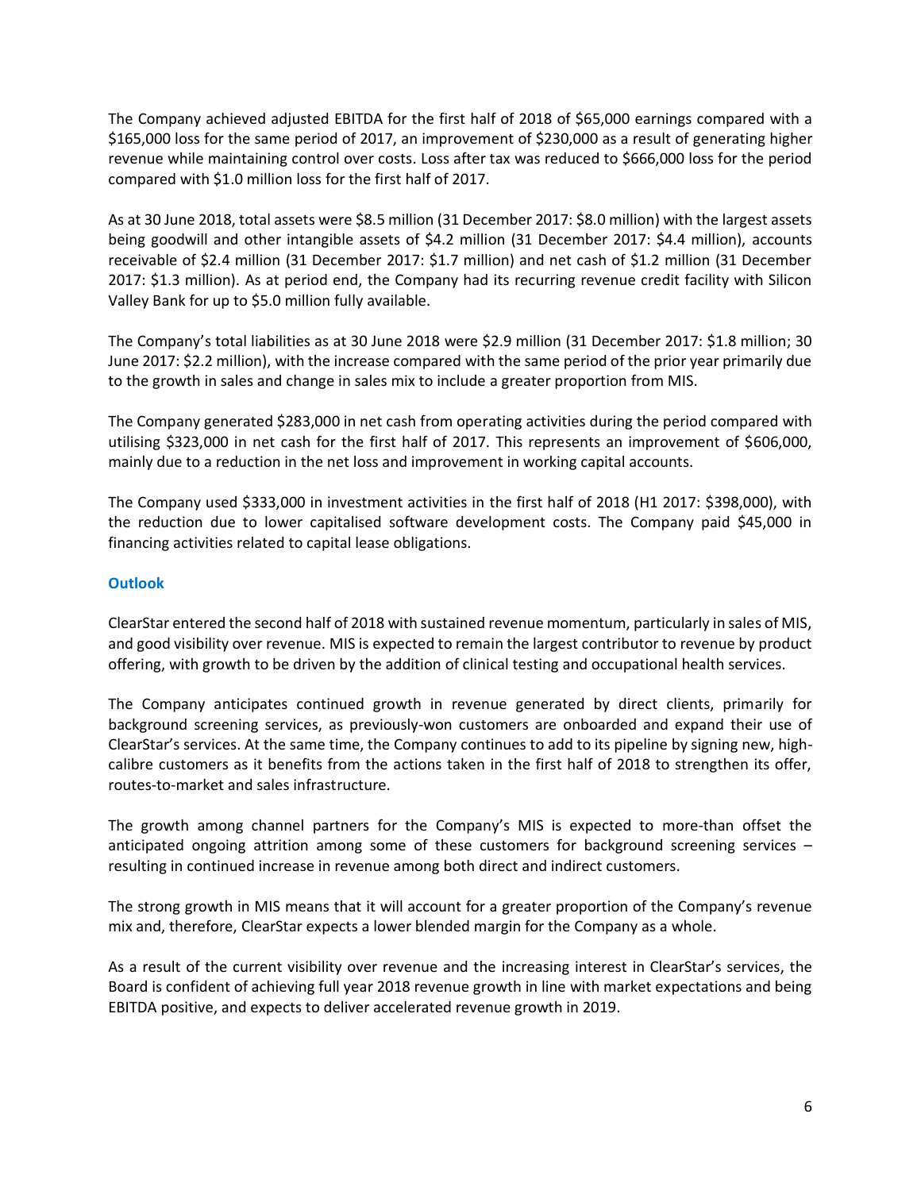The Company achieved adjusted EBITDA for the first half of 2018 of $65,000 earnings compared with a $165,000 loss for the same period of 2017, an improvement of $230,000 as a result of generating higher revenue while maintaining control over costs. Loss after tax was reduced to $666,000 loss for the period compared with $1.0 million loss for the first half of 2017.

As at 30 June 2018, total assets were $8.5 million (31 December 2017: $8.0 million) with the largest assets being goodwill and other intangible assets of $4.2 million (31 December 2017: $4.4 million), accounts receivable of $2.4 million (31 December 2017: $1.7 million) and net cash of $1.2 million (31 December 2017: $1.3 million). As at period end, the Company had its recurring revenue credit facility with Silicon Valley Bank for up to $5.0 million fully available.

The Company's total liabilities as at 30 June 2018 were $2.9 million (31 December 2017: $1.8 million; 30 June 2017: $2.2 million), with the increase compared with the same period of the prior year primarily due to the growth in sales and change in sales mix to include a greater proportion from MIS.

The Company generated $283,000 in net cash from operating activities during the period compared with utilising $323,000 in net cash for the first half of 2017. This represents an improvement of $606,000, mainly due to a reduction in the net loss and improvement in working capital accounts.

The Company used $333,000 in investment activities in the first half of 2018 (H1 2017: $398,000), with the reduction due to lower capitalised software development costs. The Company paid $45,000 in financing activities related to capital lease obligations.

## Outlook

ClearStar entered the second half of 2018 with sustained revenue momentum, particularly in sales of MIS, and good visibility over revenue. MIS is expected to remain the largest contributor to revenue by product offering, with growth to be driven by the addition of clinical testing and occupational health services.

The Company anticipates continued growth in revenue generated by direct clients, primarily for background screening services, as previously-won customers are onboarded and expand their use of ClearStar's services. At the same time, the Company continues to add to its pipeline by signing new, high-calibre customers as it benefits from the actions taken in the first half of 2018 to strengthen its offer, routes-to-market and sales infrastructure.

The growth among channel partners for the Company's MIS is expected to more-than offset the anticipated ongoing attrition among some of these customers for background screening services – resulting in continued increase in revenue among both direct and indirect customers.

The strong growth in MIS means that it will account for a greater proportion of the Company's revenue mix and, therefore, ClearStar expects a lower blended margin for the Company as a whole.

As a result of the current visibility over revenue and the increasing interest in ClearStar's services, the Board is confident of achieving full year 2018 revenue growth in line with market expectations and being EBITDA positive, and expects to deliver accelerated revenue growth in 2019.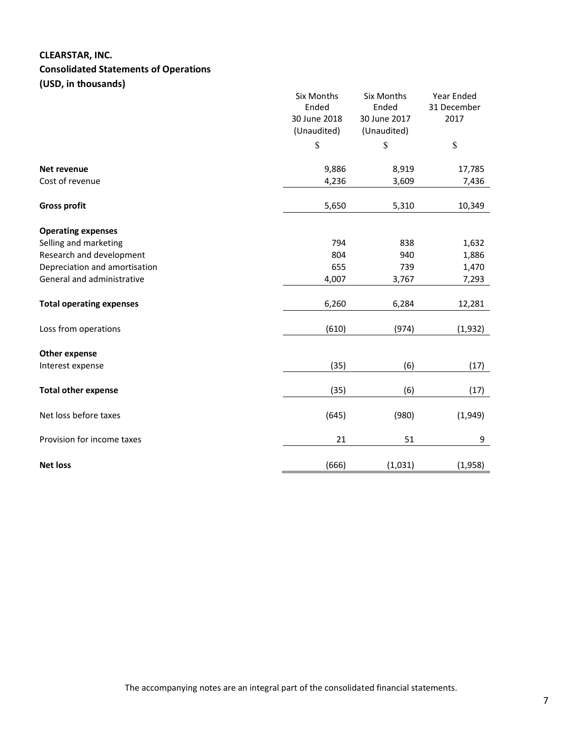**CLEARSTAR, INC.**
**Consolidated Statements of Operations**
**(USD, in thousands)**

| | Six Months Ended 30 June 2018 (Unaudited) | Six Months Ended 30 June 2017 (Unaudited) | Year Ended 31 December 2017 |
|---|---|---|---|
| | $ | $ | $ |
| **Net revenue** | 9,886 | 8,919 | 17,785 |
| Cost of revenue | 4,236 | 3,609 | 7,436 |
| **Gross profit** | 5,650 | 5,310 | 10,349 |
| **Operating expenses** | | | |
| Selling and marketing | 794 | 838 | 1,632 |
| Research and development | 804 | 940 | 1,886 |
| Depreciation and amortisation | 655 | 739 | 1,470 |
| General and administrative | 4,007 | 3,767 | 7,293 |
| **Total operating expenses** | 6,260 | 6,284 | 12,281 |
| Loss from operations | (610) | (974) | (1,932) |
| **Other expense** | | | |
| Interest expense | (35) | (6) | (17) |
| **Total other expense** | (35) | (6) | (17) |
| Net loss before taxes | (645) | (980) | (1,949) |
| Provision for income taxes | 21 | 51 | 9 |
| **Net loss** | (666) | (1,031) | (1,958) |

The accompanying notes are an integral part of the consolidated financial statements.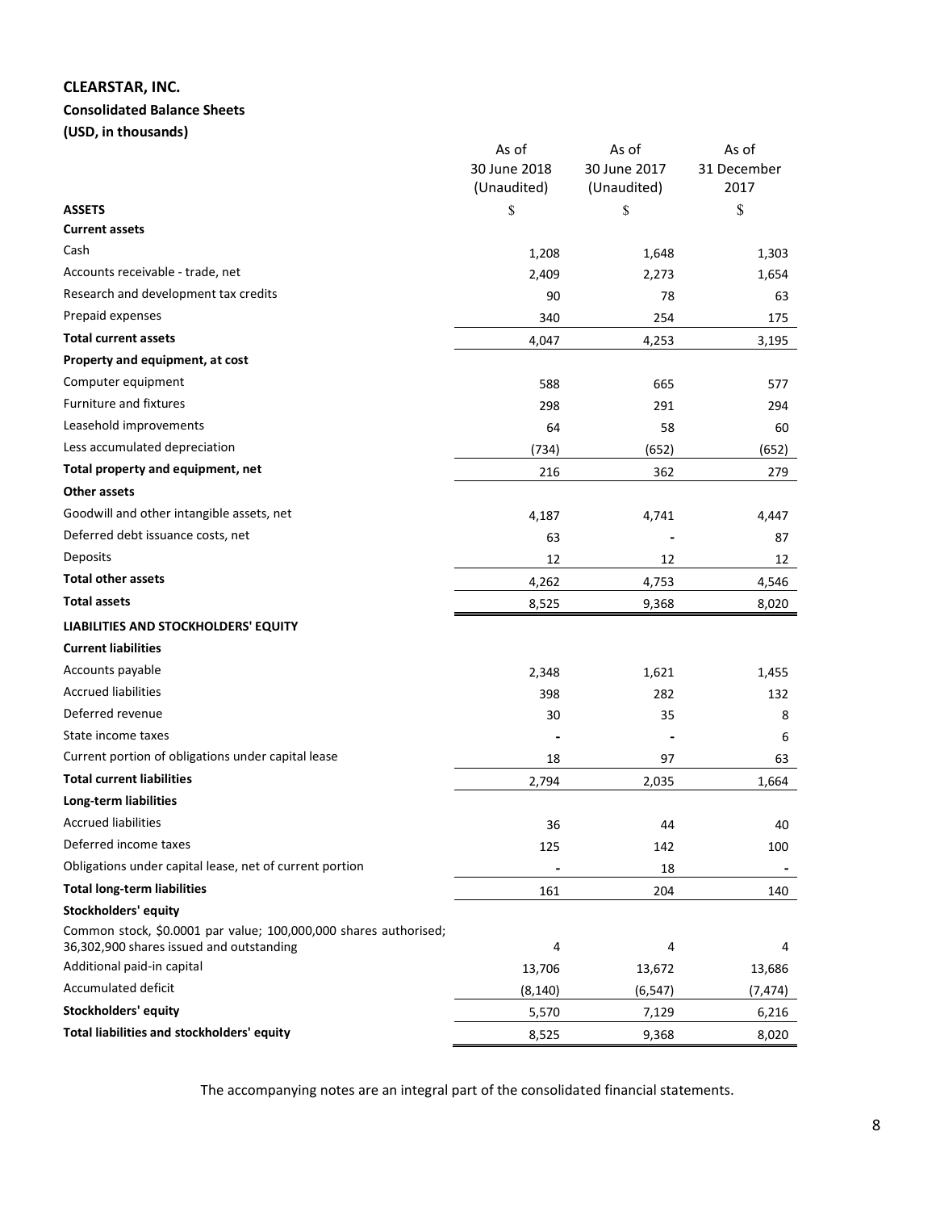# CLEARSTAR, INC.

## Consolidated Balance Sheets

**(USD, in thousands)**

| | As of 30 June 2018 (Unaudited) | As of 30 June 2017 (Unaudited) | As of 31 December 2017 |
|---|---|---|---|
| **ASSETS** | $ | $ | $ |
| **Current assets** | | | |
| Cash | 1,208 | 1,648 | 1,303 |
| Accounts receivable - trade, net | 2,409 | 2,273 | 1,654 |
| Research and development tax credits | 90 | 78 | 63 |
| Prepaid expenses | 340 | 254 | 175 |
| **Total current assets** | 4,047 | 4,253 | 3,195 |
| **Property and equipment, at cost** | | | |
| Computer equipment | 588 | 665 | 577 |
| Furniture and fixtures | 298 | 291 | 294 |
| Leasehold improvements | 64 | 58 | 60 |
| Less accumulated depreciation | (734) | (652) | (652) |
| **Total property and equipment, net** | 216 | 362 | 279 |
| **Other assets** | | | |
| Goodwill and other intangible assets, net | 4,187 | 4,741 | 4,447 |
| Deferred debt issuance costs, net | 63 | - | 87 |
| Deposits | 12 | 12 | 12 |
| **Total other assets** | 4,262 | 4,753 | 4,546 |
| **Total assets** | 8,525 | 9,368 | 8,020 |
| **LIABILITIES AND STOCKHOLDERS' EQUITY** | | | |
| **Current liabilities** | | | |
| Accounts payable | 2,348 | 1,621 | 1,455 |
| Accrued liabilities | 398 | 282 | 132 |
| Deferred revenue | 30 | 35 | 8 |
| State income taxes | - | - | 6 |
| Current portion of obligations under capital lease | 18 | 97 | 63 |
| **Total current liabilities** | 2,794 | 2,035 | 1,664 |
| **Long-term liabilities** | | | |
| Accrued liabilities | 36 | 44 | 40 |
| Deferred income taxes | 125 | 142 | 100 |
| Obligations under capital lease, net of current portion | - | 18 | - |
| **Total long-term liabilities** | 161 | 204 | 140 |
| **Stockholders' equity** | | | |
| Common stock, $0.0001 par value; 100,000,000 shares authorised; 36,302,900 shares issued and outstanding | 4 | 4 | 4 |
| Additional paid-in capital | 13,706 | 13,672 | 13,686 |
| Accumulated deficit | (8,140) | (6,547) | (7,474) |
| **Stockholders' equity** | 5,570 | 7,129 | 6,216 |
| **Total liabilities and stockholders' equity** | 8,525 | 9,368 | 8,020 |

The accompanying notes are an integral part of the consolidated financial statements.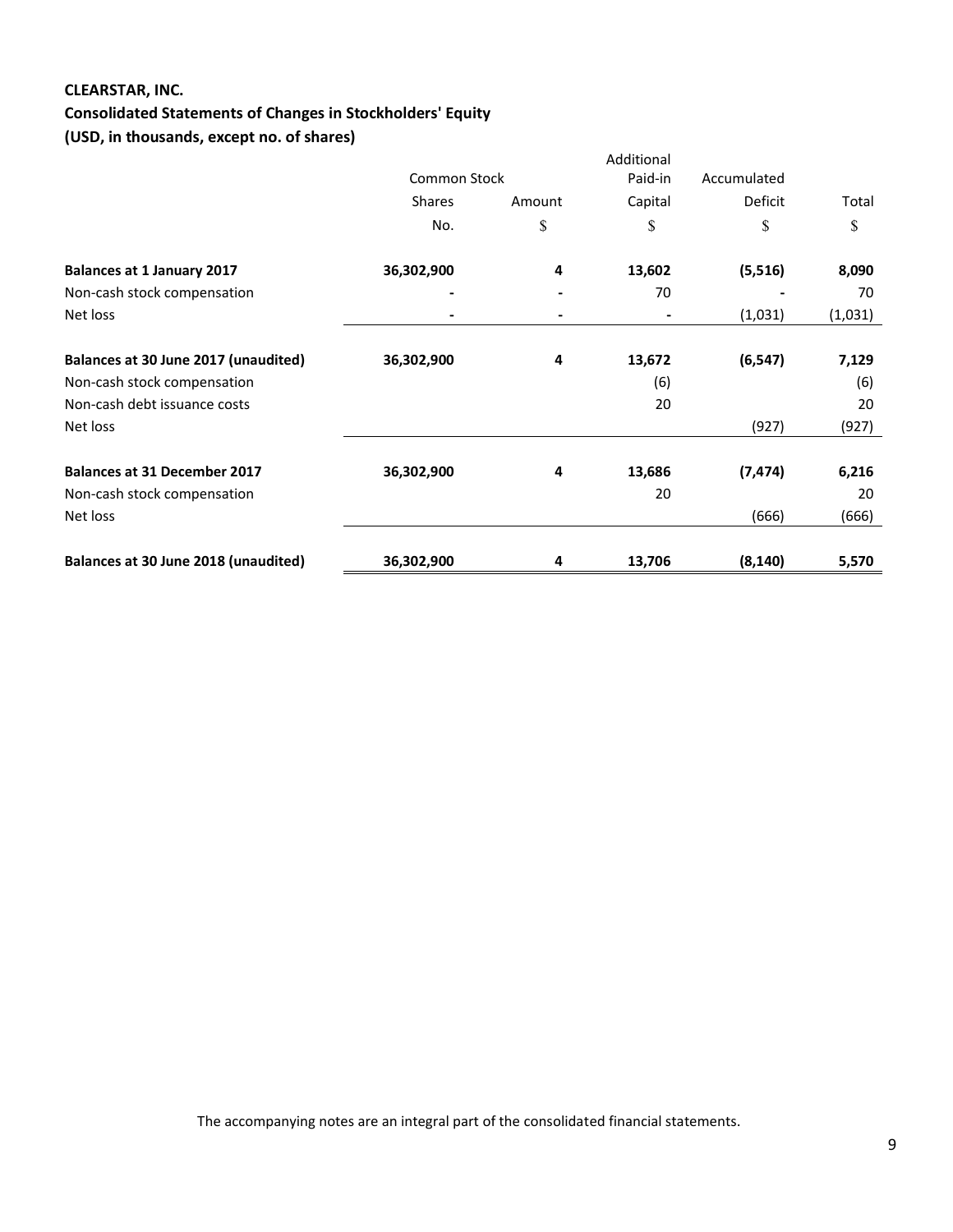**CLEARSTAR, INC.**

**Consolidated Statements of Changes in Stockholders' Equity**

**(USD, in thousands, except no. of shares)**

| | Common Stock | | Additional Paid-in | Accumulated | |
|---|---|---|---|---|---|
| | Shares | Amount | Capital | Deficit | Total |
| | No. | $ | $ | $ | $ |
| **Balances at 1 January 2017** | **36,302,900** | **4** | **13,602** | **(5,516)** | **8,090** |
| Non-cash stock compensation | - | - | 70 | - | 70 |
| Net loss | - | - | - | (1,031) | (1,031) |
| **Balances at 30 June 2017 (unaudited)** | **36,302,900** | **4** | **13,672** | **(6,547)** | **7,129** |
| Non-cash stock compensation | | | (6) | | (6) |
| Non-cash debt issuance costs | | | 20 | | 20 |
| Net loss | | | | (927) | (927) |
| **Balances at 31 December 2017** | **36,302,900** | **4** | **13,686** | **(7,474)** | **6,216** |
| Non-cash stock compensation | | | 20 | | 20 |
| Net loss | | | | (666) | (666) |
| **Balances at 30 June 2018 (unaudited)** | **36,302,900** | **4** | **13,706** | **(8,140)** | **5,570** |

The accompanying notes are an integral part of the consolidated financial statements.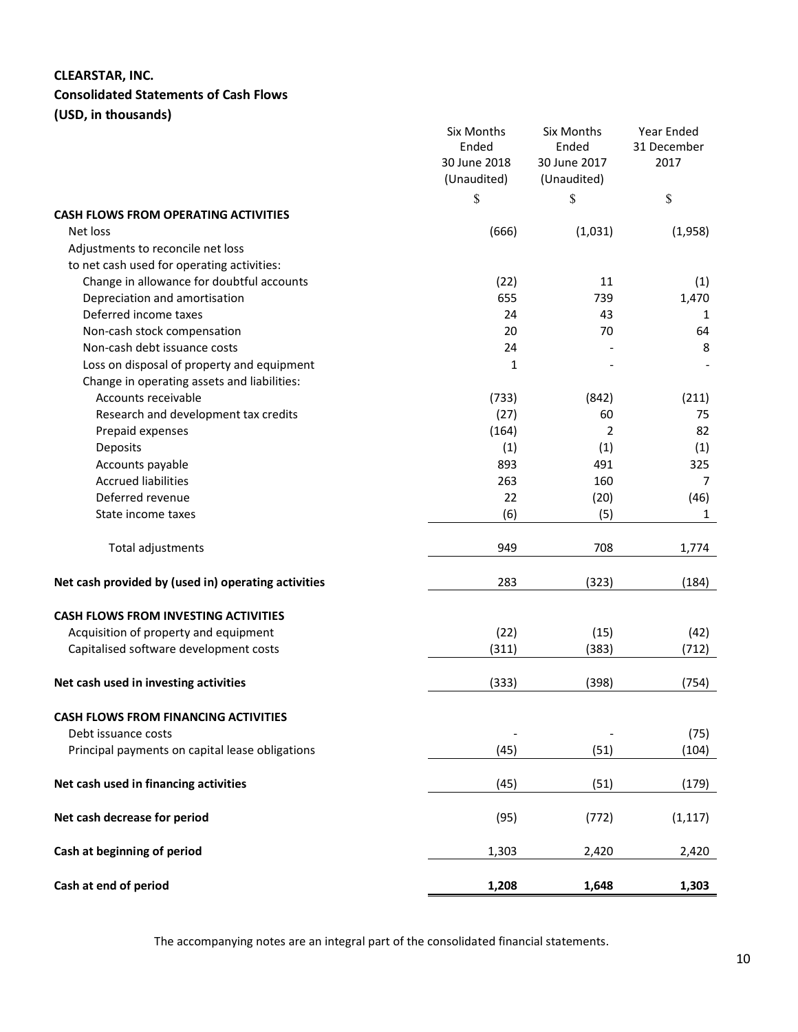**CLEARSTAR, INC.**
**Consolidated Statements of Cash Flows**
**(USD, in thousands)**

| | Six Months Ended 30 June 2018 (Unaudited) | Six Months Ended 30 June 2017 (Unaudited) | Year Ended 31 December 2017 |
|---|---|---|---|
| | $ | $ | $ |
| **CASH FLOWS FROM OPERATING ACTIVITIES** | | | |
| Net loss | (666) | (1,031) | (1,958) |
| Adjustments to reconcile net loss to net cash used for operating activities: | | | |
| Change in allowance for doubtful accounts | (22) | 11 | (1) |
| Depreciation and amortisation | 655 | 739 | 1,470 |
| Deferred income taxes | 24 | 43 | 1 |
| Non-cash stock compensation | 20 | 70 | 64 |
| Non-cash debt issuance costs | 24 | - | 8 |
| Loss on disposal of property and equipment | 1 | - | - |
| Change in operating assets and liabilities: | | | |
| Accounts receivable | (733) | (842) | (211) |
| Research and development tax credits | (27) | 60 | 75 |
| Prepaid expenses | (164) | 2 | 82 |
| Deposits | (1) | (1) | (1) |
| Accounts payable | 893 | 491 | 325 |
| Accrued liabilities | 263 | 160 | 7 |
| Deferred revenue | 22 | (20) | (46) |
| State income taxes | (6) | (5) | 1 |
| Total adjustments | 949 | 708 | 1,774 |
| **Net cash provided by (used in) operating activities** | 283 | (323) | (184) |
| **CASH FLOWS FROM INVESTING ACTIVITIES** | | | |
| Acquisition of property and equipment | (22) | (15) | (42) |
| Capitalised software development costs | (311) | (383) | (712) |
| **Net cash used in investing activities** | (333) | (398) | (754) |
| **CASH FLOWS FROM FINANCING ACTIVITIES** | | | |
| Debt issuance costs | - | - | (75) |
| Principal payments on capital lease obligations | (45) | (51) | (104) |
| **Net cash used in financing activities** | (45) | (51) | (179) |
| **Net cash decrease for period** | (95) | (772) | (1,117) |
| **Cash at beginning of period** | 1,303 | 2,420 | 2,420 |
| **Cash at end of period** | **1,208** | **1,648** | **1,303** |

The accompanying notes are an integral part of the consolidated financial statements.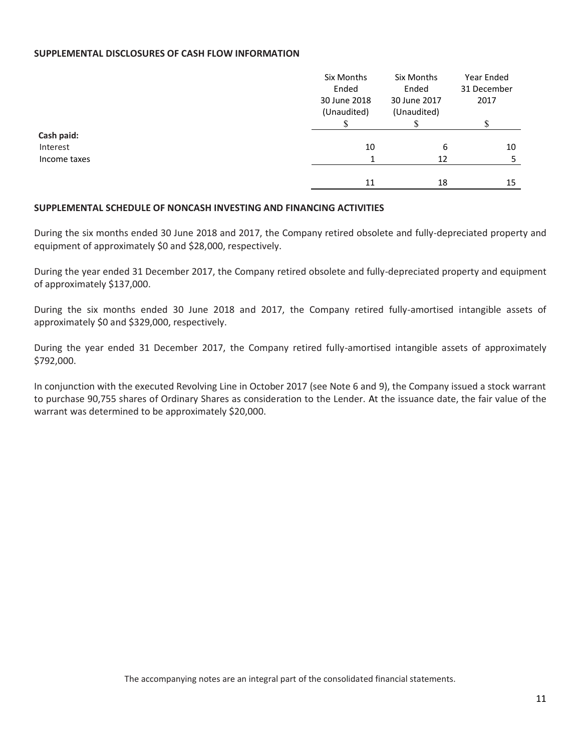**SUPPLEMENTAL DISCLOSURES OF CASH FLOW INFORMATION**

| | Six Months Ended 30 June 2018 (Unaudited) | Six Months Ended 30 June 2017 (Unaudited) | Year Ended 31 December 2017 |
|---|---|---|---|
| | $ | $ | $ |
| **Cash paid:** | | | |
| Interest | 10 | 6 | 10 |
| Income taxes | 1 | 12 | 5 |
| | 11 | 18 | 15 |

**SUPPLEMENTAL SCHEDULE OF NONCASH INVESTING AND FINANCING ACTIVITIES**

During the six months ended 30 June 2018 and 2017, the Company retired obsolete and fully-depreciated property and equipment of approximately $0 and $28,000, respectively.

During the year ended 31 December 2017, the Company retired obsolete and fully-depreciated property and equipment of approximately $137,000.

During the six months ended 30 June 2018 and 2017, the Company retired fully-amortised intangible assets of approximately $0 and $329,000, respectively.

During the year ended 31 December 2017, the Company retired fully-amortised intangible assets of approximately $792,000.

In conjunction with the executed Revolving Line in October 2017 (see Note 6 and 9), the Company issued a stock warrant to purchase 90,755 shares of Ordinary Shares as consideration to the Lender. At the issuance date, the fair value of the warrant was determined to be approximately $20,000.

The accompanying notes are an integral part of the consolidated financial statements.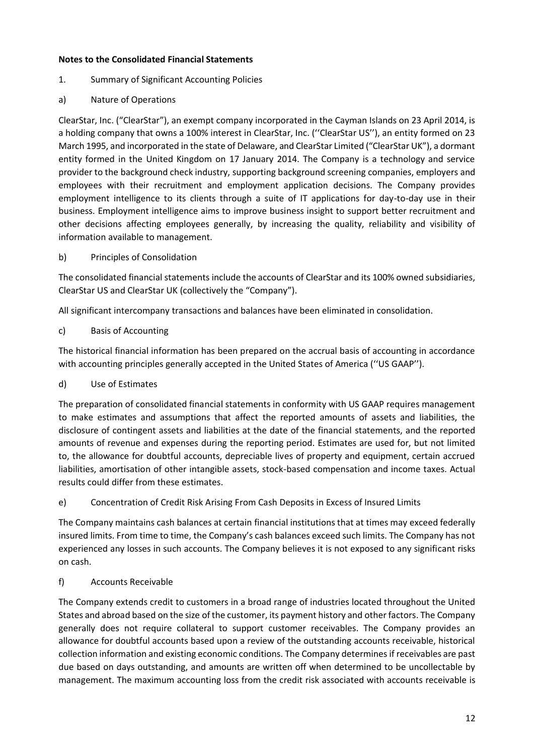**Notes to the Consolidated Financial Statements**

1. Summary of Significant Accounting Policies

a) Nature of Operations

ClearStar, Inc. ("ClearStar"), an exempt company incorporated in the Cayman Islands on 23 April 2014, is a holding company that owns a 100% interest in ClearStar, Inc. (''ClearStar US''), an entity formed on 23 March 1995, and incorporated in the state of Delaware, and ClearStar Limited ("ClearStar UK"), a dormant entity formed in the United Kingdom on 17 January 2014. The Company is a technology and service provider to the background check industry, supporting background screening companies, employers and employees with their recruitment and employment application decisions. The Company provides employment intelligence to its clients through a suite of IT applications for day-to-day use in their business. Employment intelligence aims to improve business insight to support better recruitment and other decisions affecting employees generally, by increasing the quality, reliability and visibility of information available to management.

b) Principles of Consolidation

The consolidated financial statements include the accounts of ClearStar and its 100% owned subsidiaries, ClearStar US and ClearStar UK (collectively the "Company").

All significant intercompany transactions and balances have been eliminated in consolidation.

c) Basis of Accounting

The historical financial information has been prepared on the accrual basis of accounting in accordance with accounting principles generally accepted in the United States of America (''US GAAP'').

d) Use of Estimates

The preparation of consolidated financial statements in conformity with US GAAP requires management to make estimates and assumptions that affect the reported amounts of assets and liabilities, the disclosure of contingent assets and liabilities at the date of the financial statements, and the reported amounts of revenue and expenses during the reporting period. Estimates are used for, but not limited to, the allowance for doubtful accounts, depreciable lives of property and equipment, certain accrued liabilities, amortisation of other intangible assets, stock-based compensation and income taxes. Actual results could differ from these estimates.

e) Concentration of Credit Risk Arising From Cash Deposits in Excess of Insured Limits

The Company maintains cash balances at certain financial institutions that at times may exceed federally insured limits. From time to time, the Company's cash balances exceed such limits. The Company has not experienced any losses in such accounts. The Company believes it is not exposed to any significant risks on cash.

f) Accounts Receivable

The Company extends credit to customers in a broad range of industries located throughout the United States and abroad based on the size of the customer, its payment history and other factors. The Company generally does not require collateral to support customer receivables. The Company provides an allowance for doubtful accounts based upon a review of the outstanding accounts receivable, historical collection information and existing economic conditions. The Company determines if receivables are past due based on days outstanding, and amounts are written off when determined to be uncollectable by management. The maximum accounting loss from the credit risk associated with accounts receivable is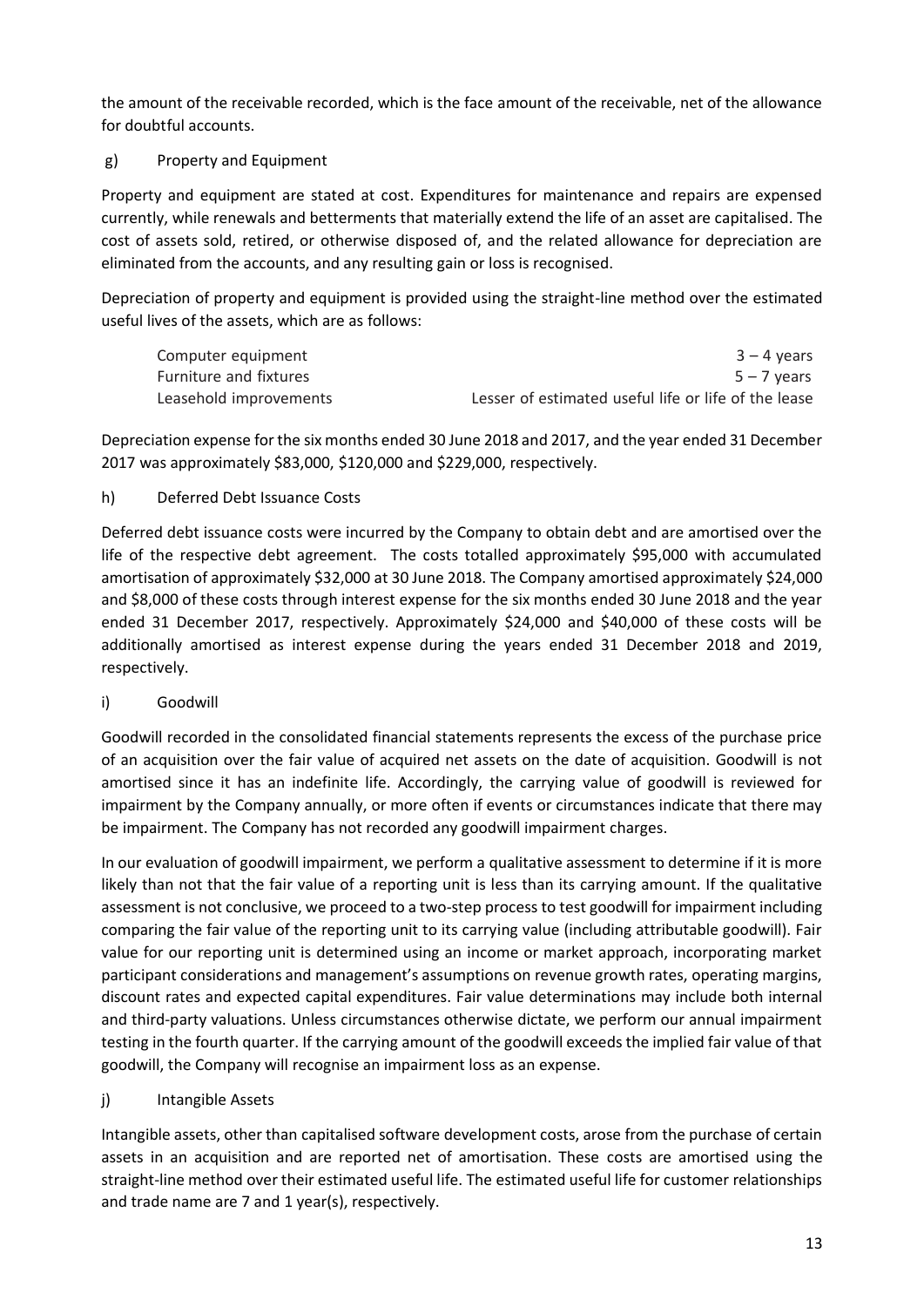the amount of the receivable recorded, which is the face amount of the receivable, net of the allowance for doubtful accounts.

### g) Property and Equipment

Property and equipment are stated at cost. Expenditures for maintenance and repairs are expensed currently, while renewals and betterments that materially extend the life of an asset are capitalised. The cost of assets sold, retired, or otherwise disposed of, and the related allowance for depreciation are eliminated from the accounts, and any resulting gain or loss is recognised.

Depreciation of property and equipment is provided using the straight-line method over the estimated useful lives of the assets, which are as follows:

| | |
|---|---|
| Computer equipment | 3 – 4 years |
| Furniture and fixtures | 5 – 7 years |
| Leasehold improvements | Lesser of estimated useful life or life of the lease |

Depreciation expense for the six months ended 30 June 2018 and 2017, and the year ended 31 December 2017 was approximately \$83,000, \$120,000 and \$229,000, respectively.

### h) Deferred Debt Issuance Costs

Deferred debt issuance costs were incurred by the Company to obtain debt and are amortised over the life of the respective debt agreement. The costs totalled approximately \$95,000 with accumulated amortisation of approximately \$32,000 at 30 June 2018. The Company amortised approximately \$24,000 and \$8,000 of these costs through interest expense for the six months ended 30 June 2018 and the year ended 31 December 2017, respectively. Approximately \$24,000 and \$40,000 of these costs will be additionally amortised as interest expense during the years ended 31 December 2018 and 2019, respectively.

### i) Goodwill

Goodwill recorded in the consolidated financial statements represents the excess of the purchase price of an acquisition over the fair value of acquired net assets on the date of acquisition. Goodwill is not amortised since it has an indefinite life. Accordingly, the carrying value of goodwill is reviewed for impairment by the Company annually, or more often if events or circumstances indicate that there may be impairment. The Company has not recorded any goodwill impairment charges.

In our evaluation of goodwill impairment, we perform a qualitative assessment to determine if it is more likely than not that the fair value of a reporting unit is less than its carrying amount. If the qualitative assessment is not conclusive, we proceed to a two-step process to test goodwill for impairment including comparing the fair value of the reporting unit to its carrying value (including attributable goodwill). Fair value for our reporting unit is determined using an income or market approach, incorporating market participant considerations and management's assumptions on revenue growth rates, operating margins, discount rates and expected capital expenditures. Fair value determinations may include both internal and third-party valuations. Unless circumstances otherwise dictate, we perform our annual impairment testing in the fourth quarter. If the carrying amount of the goodwill exceeds the implied fair value of that goodwill, the Company will recognise an impairment loss as an expense.

### j) Intangible Assets

Intangible assets, other than capitalised software development costs, arose from the purchase of certain assets in an acquisition and are reported net of amortisation. These costs are amortised using the straight-line method over their estimated useful life. The estimated useful life for customer relationships and trade name are 7 and 1 year(s), respectively.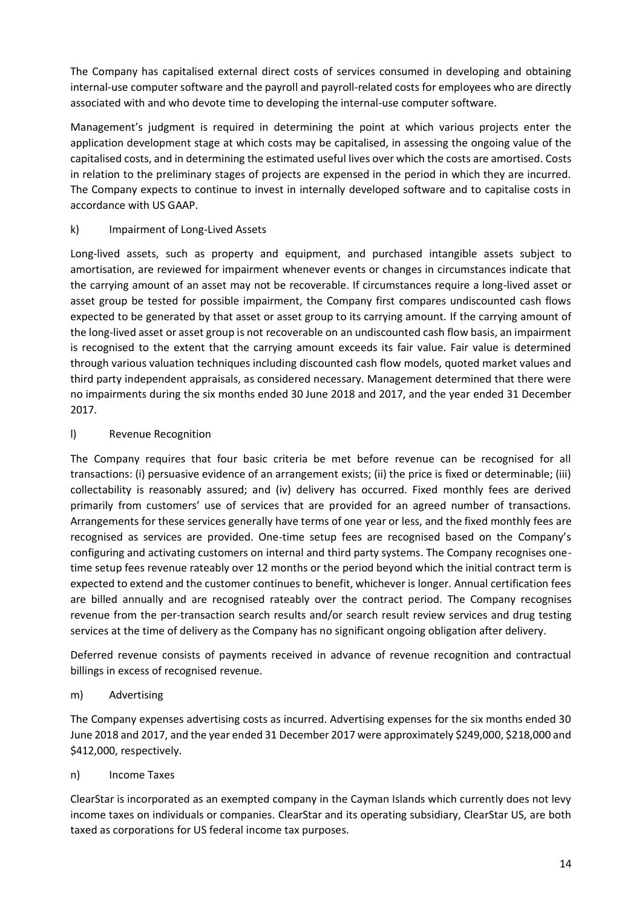The Company has capitalised external direct costs of services consumed in developing and obtaining internal-use computer software and the payroll and payroll-related costs for employees who are directly associated with and who devote time to developing the internal-use computer software.

Management's judgment is required in determining the point at which various projects enter the application development stage at which costs may be capitalised, in assessing the ongoing value of the capitalised costs, and in determining the estimated useful lives over which the costs are amortised. Costs in relation to the preliminary stages of projects are expensed in the period in which they are incurred. The Company expects to continue to invest in internally developed software and to capitalise costs in accordance with US GAAP.

### k) Impairment of Long-Lived Assets

Long-lived assets, such as property and equipment, and purchased intangible assets subject to amortisation, are reviewed for impairment whenever events or changes in circumstances indicate that the carrying amount of an asset may not be recoverable. If circumstances require a long-lived asset or asset group be tested for possible impairment, the Company first compares undiscounted cash flows expected to be generated by that asset or asset group to its carrying amount. If the carrying amount of the long-lived asset or asset group is not recoverable on an undiscounted cash flow basis, an impairment is recognised to the extent that the carrying amount exceeds its fair value. Fair value is determined through various valuation techniques including discounted cash flow models, quoted market values and third party independent appraisals, as considered necessary. Management determined that there were no impairments during the six months ended 30 June 2018 and 2017, and the year ended 31 December 2017.

### l) Revenue Recognition

The Company requires that four basic criteria be met before revenue can be recognised for all transactions: (i) persuasive evidence of an arrangement exists; (ii) the price is fixed or determinable; (iii) collectability is reasonably assured; and (iv) delivery has occurred. Fixed monthly fees are derived primarily from customers' use of services that are provided for an agreed number of transactions. Arrangements for these services generally have terms of one year or less, and the fixed monthly fees are recognised as services are provided. One-time setup fees are recognised based on the Company's configuring and activating customers on internal and third party systems. The Company recognises one-time setup fees revenue rateably over 12 months or the period beyond which the initial contract term is expected to extend and the customer continues to benefit, whichever is longer. Annual certification fees are billed annually and are recognised rateably over the contract period. The Company recognises revenue from the per-transaction search results and/or search result review services and drug testing services at the time of delivery as the Company has no significant ongoing obligation after delivery.

Deferred revenue consists of payments received in advance of revenue recognition and contractual billings in excess of recognised revenue.

### m) Advertising

The Company expenses advertising costs as incurred. Advertising expenses for the six months ended 30 June 2018 and 2017, and the year ended 31 December 2017 were approximately $249,000, $218,000 and $412,000, respectively.

### n) Income Taxes

ClearStar is incorporated as an exempted company in the Cayman Islands which currently does not levy income taxes on individuals or companies. ClearStar and its operating subsidiary, ClearStar US, are both taxed as corporations for US federal income tax purposes.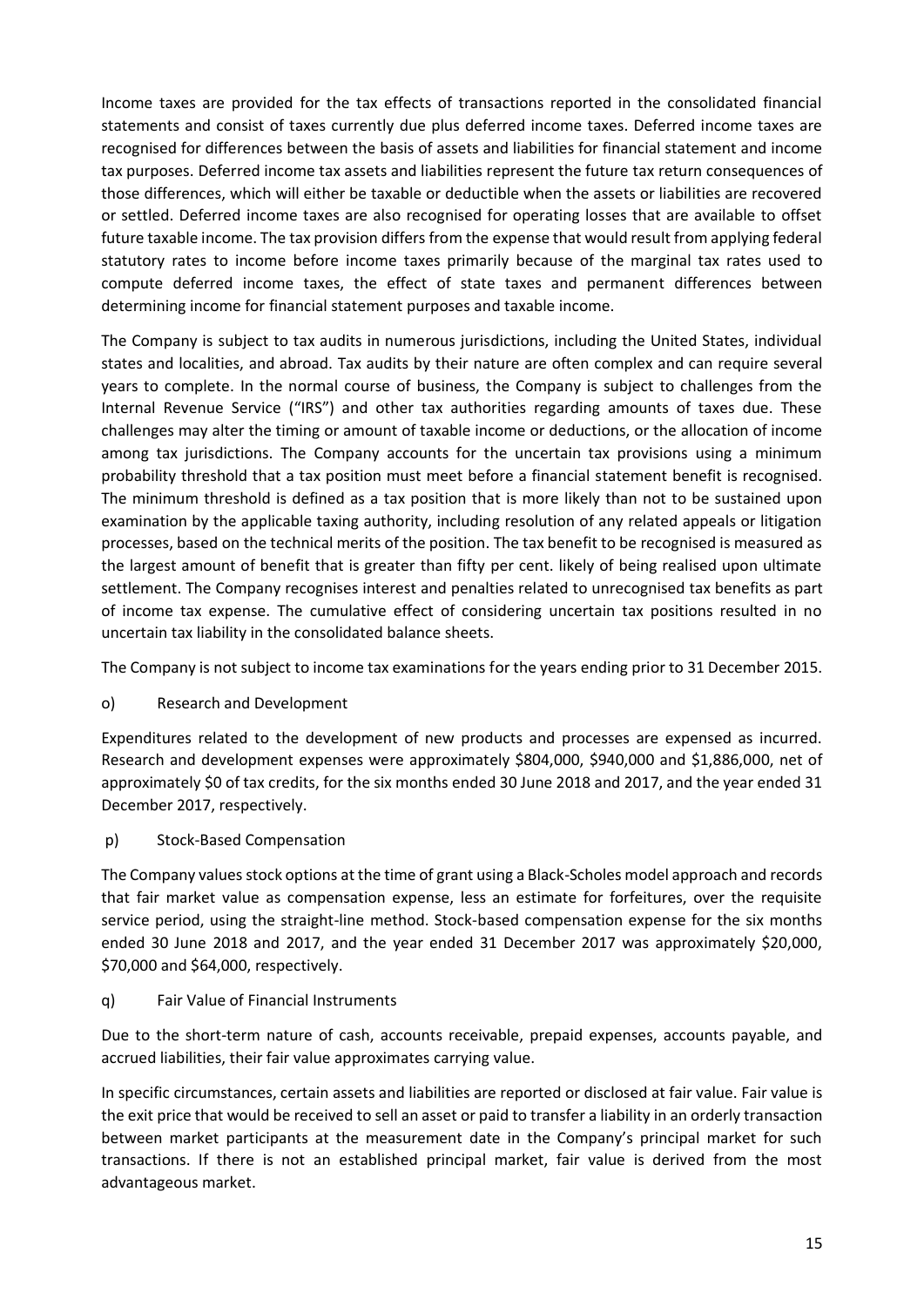Income taxes are provided for the tax effects of transactions reported in the consolidated financial statements and consist of taxes currently due plus deferred income taxes. Deferred income taxes are recognised for differences between the basis of assets and liabilities for financial statement and income tax purposes. Deferred income tax assets and liabilities represent the future tax return consequences of those differences, which will either be taxable or deductible when the assets or liabilities are recovered or settled. Deferred income taxes are also recognised for operating losses that are available to offset future taxable income. The tax provision differs from the expense that would result from applying federal statutory rates to income before income taxes primarily because of the marginal tax rates used to compute deferred income taxes, the effect of state taxes and permanent differences between determining income for financial statement purposes and taxable income.

The Company is subject to tax audits in numerous jurisdictions, including the United States, individual states and localities, and abroad. Tax audits by their nature are often complex and can require several years to complete. In the normal course of business, the Company is subject to challenges from the Internal Revenue Service ("IRS") and other tax authorities regarding amounts of taxes due. These challenges may alter the timing or amount of taxable income or deductions, or the allocation of income among tax jurisdictions. The Company accounts for the uncertain tax provisions using a minimum probability threshold that a tax position must meet before a financial statement benefit is recognised. The minimum threshold is defined as a tax position that is more likely than not to be sustained upon examination by the applicable taxing authority, including resolution of any related appeals or litigation processes, based on the technical merits of the position. The tax benefit to be recognised is measured as the largest amount of benefit that is greater than fifty per cent. likely of being realised upon ultimate settlement. The Company recognises interest and penalties related to unrecognised tax benefits as part of income tax expense. The cumulative effect of considering uncertain tax positions resulted in no uncertain tax liability in the consolidated balance sheets.

The Company is not subject to income tax examinations for the years ending prior to 31 December 2015.

o) Research and Development

Expenditures related to the development of new products and processes are expensed as incurred. Research and development expenses were approximately $804,000, $940,000 and $1,886,000, net of approximately $0 of tax credits, for the six months ended 30 June 2018 and 2017, and the year ended 31 December 2017, respectively.

p) Stock-Based Compensation

The Company values stock options at the time of grant using a Black-Scholes model approach and records that fair market value as compensation expense, less an estimate for forfeitures, over the requisite service period, using the straight-line method. Stock-based compensation expense for the six months ended 30 June 2018 and 2017, and the year ended 31 December 2017 was approximately $20,000, $70,000 and $64,000, respectively.

q) Fair Value of Financial Instruments

Due to the short-term nature of cash, accounts receivable, prepaid expenses, accounts payable, and accrued liabilities, their fair value approximates carrying value.

In specific circumstances, certain assets and liabilities are reported or disclosed at fair value. Fair value is the exit price that would be received to sell an asset or paid to transfer a liability in an orderly transaction between market participants at the measurement date in the Company's principal market for such transactions. If there is not an established principal market, fair value is derived from the most advantageous market.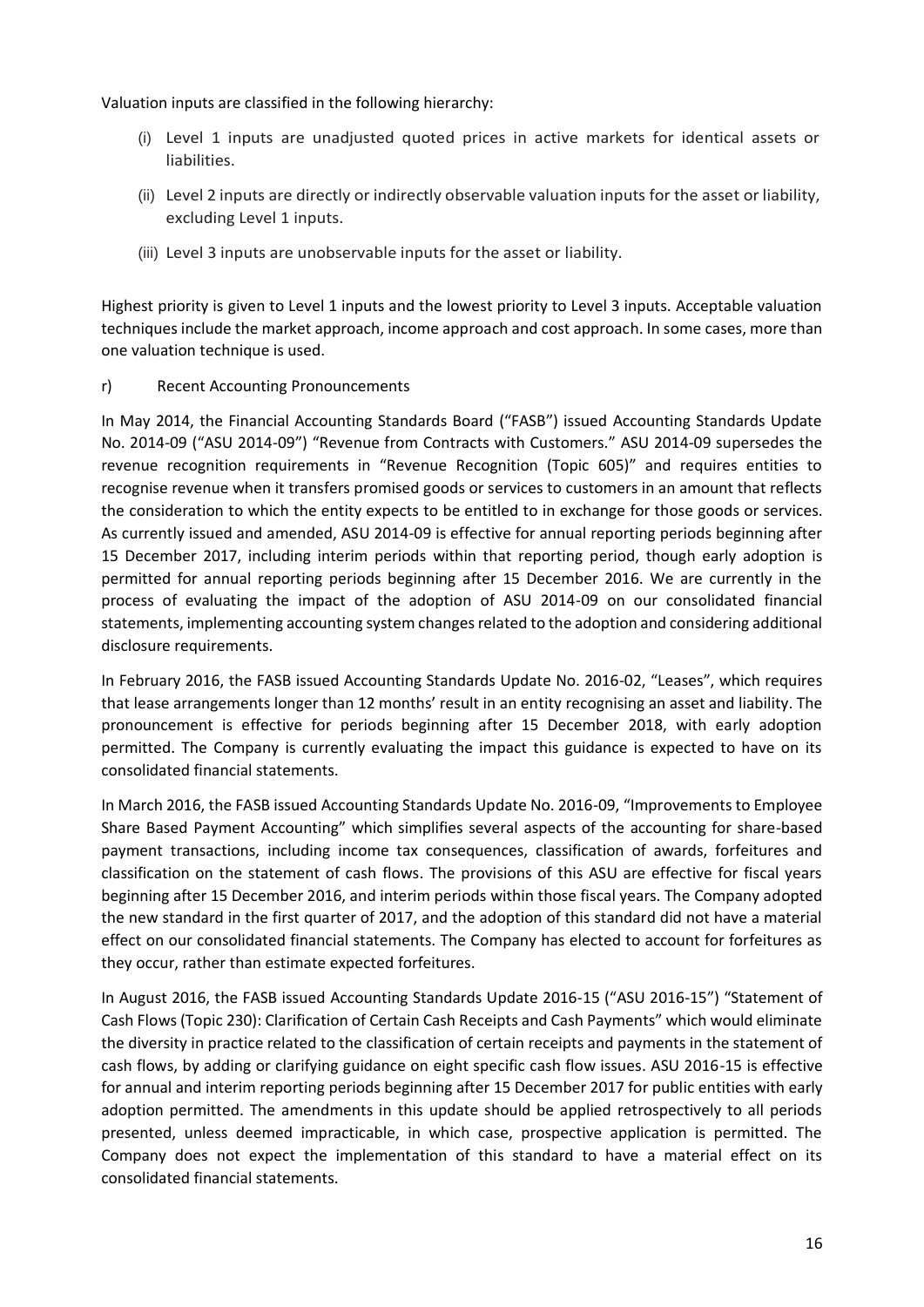Valuation inputs are classified in the following hierarchy:

(i) Level 1 inputs are unadjusted quoted prices in active markets for identical assets or liabilities.

(ii) Level 2 inputs are directly or indirectly observable valuation inputs for the asset or liability, excluding Level 1 inputs.

(iii) Level 3 inputs are unobservable inputs for the asset or liability.

Highest priority is given to Level 1 inputs and the lowest priority to Level 3 inputs. Acceptable valuation techniques include the market approach, income approach and cost approach. In some cases, more than one valuation technique is used.

r) Recent Accounting Pronouncements

In May 2014, the Financial Accounting Standards Board ("FASB") issued Accounting Standards Update No. 2014-09 ("ASU 2014-09") "Revenue from Contracts with Customers." ASU 2014-09 supersedes the revenue recognition requirements in "Revenue Recognition (Topic 605)" and requires entities to recognise revenue when it transfers promised goods or services to customers in an amount that reflects the consideration to which the entity expects to be entitled to in exchange for those goods or services. As currently issued and amended, ASU 2014-09 is effective for annual reporting periods beginning after 15 December 2017, including interim periods within that reporting period, though early adoption is permitted for annual reporting periods beginning after 15 December 2016. We are currently in the process of evaluating the impact of the adoption of ASU 2014-09 on our consolidated financial statements, implementing accounting system changes related to the adoption and considering additional disclosure requirements.

In February 2016, the FASB issued Accounting Standards Update No. 2016-02, "Leases", which requires that lease arrangements longer than 12 months' result in an entity recognising an asset and liability. The pronouncement is effective for periods beginning after 15 December 2018, with early adoption permitted. The Company is currently evaluating the impact this guidance is expected to have on its consolidated financial statements.

In March 2016, the FASB issued Accounting Standards Update No. 2016-09, "Improvements to Employee Share Based Payment Accounting" which simplifies several aspects of the accounting for share-based payment transactions, including income tax consequences, classification of awards, forfeitures and classification on the statement of cash flows. The provisions of this ASU are effective for fiscal years beginning after 15 December 2016, and interim periods within those fiscal years. The Company adopted the new standard in the first quarter of 2017, and the adoption of this standard did not have a material effect on our consolidated financial statements. The Company has elected to account for forfeitures as they occur, rather than estimate expected forfeitures.

In August 2016, the FASB issued Accounting Standards Update 2016-15 ("ASU 2016-15") "Statement of Cash Flows (Topic 230): Clarification of Certain Cash Receipts and Cash Payments" which would eliminate the diversity in practice related to the classification of certain receipts and payments in the statement of cash flows, by adding or clarifying guidance on eight specific cash flow issues. ASU 2016-15 is effective for annual and interim reporting periods beginning after 15 December 2017 for public entities with early adoption permitted. The amendments in this update should be applied retrospectively to all periods presented, unless deemed impracticable, in which case, prospective application is permitted. The Company does not expect the implementation of this standard to have a material effect on its consolidated financial statements.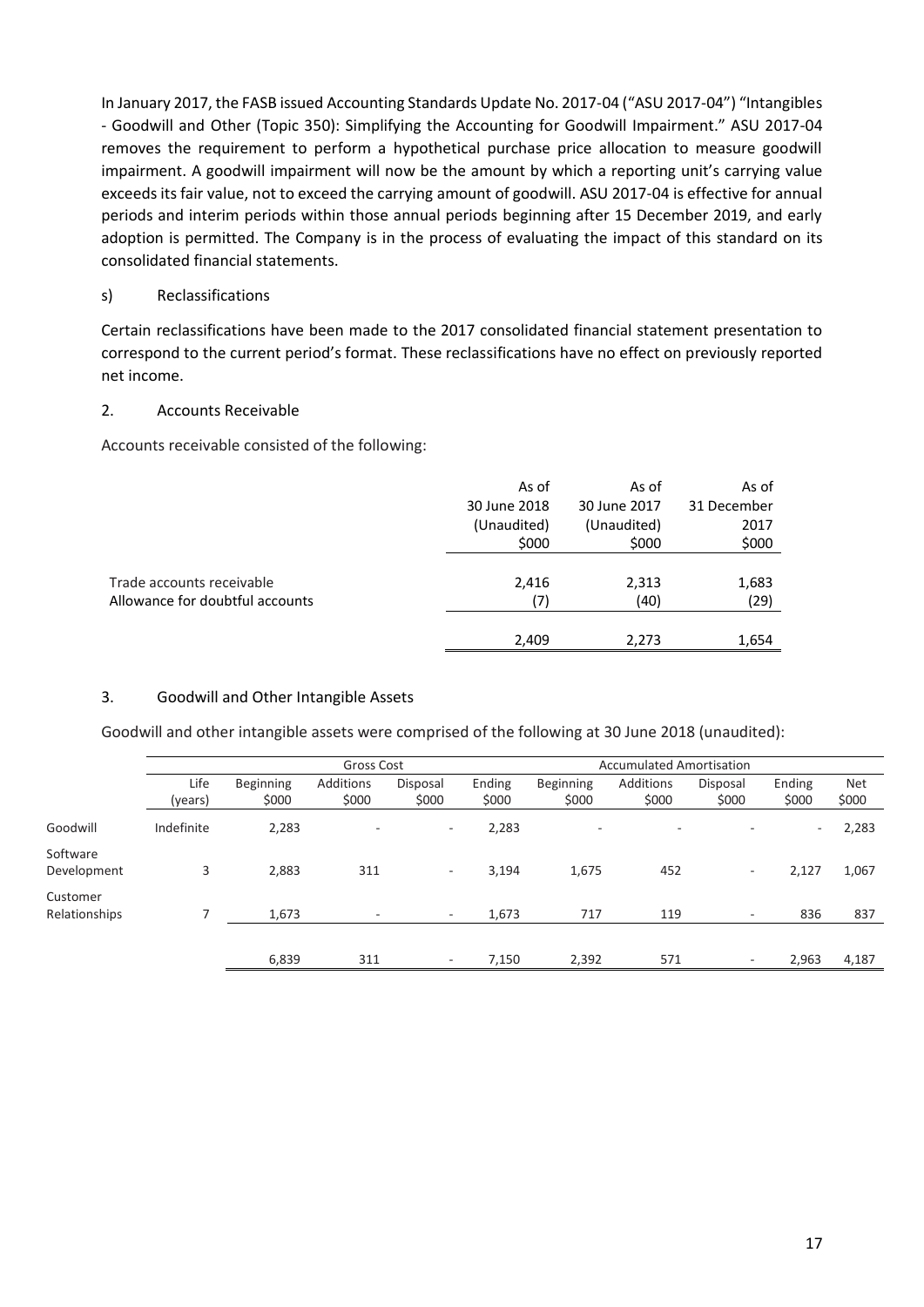In January 2017, the FASB issued Accounting Standards Update No. 2017-04 ("ASU 2017-04") "Intangibles - Goodwill and Other (Topic 350): Simplifying the Accounting for Goodwill Impairment." ASU 2017-04 removes the requirement to perform a hypothetical purchase price allocation to measure goodwill impairment. A goodwill impairment will now be the amount by which a reporting unit's carrying value exceeds its fair value, not to exceed the carrying amount of goodwill. ASU 2017-04 is effective for annual periods and interim periods within those annual periods beginning after 15 December 2019, and early adoption is permitted. The Company is in the process of evaluating the impact of this standard on its consolidated financial statements.

s) Reclassifications

Certain reclassifications have been made to the 2017 consolidated financial statement presentation to correspond to the current period's format. These reclassifications have no effect on previously reported net income.

## 2. Accounts Receivable

Accounts receivable consisted of the following:

| | As of 30 June 2018 (Unaudited) $000 | As of 30 June 2017 (Unaudited) $000 | As of 31 December 2017 $000 |
|---|---|---|---|
| Trade accounts receivable | 2,416 | 2,313 | 1,683 |
| Allowance for doubtful accounts | (7) | (40) | (29) |
| | 2,409 | 2,273 | 1,654 |

## 3. Goodwill and Other Intangible Assets

Goodwill and other intangible assets were comprised of the following at 30 June 2018 (unaudited):

| | | Gross Cost | | | | Accumulated Amortisation | | | | |
|---|---|---|---|---|---|---|---|---|---|---|
| | Life (years) | Beginning $000 | Additions $000 | Disposal $000 | Ending $000 | Beginning $000 | Additions $000 | Disposal $000 | Ending $000 | Net $000 |
| Goodwill | Indefinite | 2,283 | - | - | 2,283 | - | - | - | - | 2,283 |
| Software Development | 3 | 2,883 | 311 | - | 3,194 | 1,675 | 452 | - | 2,127 | 1,067 |
| Customer Relationships | 7 | 1,673 | - | - | 1,673 | 717 | 119 | - | 836 | 837 |
| | | 6,839 | 311 | - | 7,150 | 2,392 | 571 | - | 2,963 | 4,187 |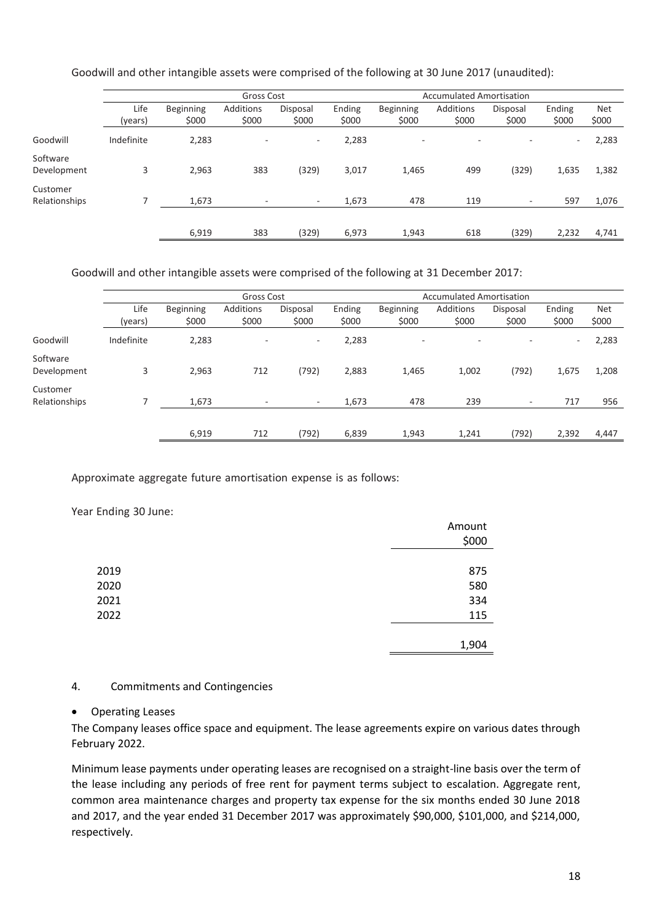Goodwill and other intangible assets were comprised of the following at 30 June 2017 (unaudited):

| | | Gross Cost | | | | Accumulated Amortisation | | | | |
|---|---|---|---|---|---|---|---|---|---|---|
| | Life (years) | Beginning $000 | Additions $000 | Disposal $000 | Ending $000 | Beginning $000 | Additions $000 | Disposal $000 | Ending $000 | Net $000 |
| Goodwill | Indefinite | 2,283 | - | - | 2,283 | - | - | - | - | 2,283 |
| Software Development | 3 | 2,963 | 383 | (329) | 3,017 | 1,465 | 499 | (329) | 1,635 | 1,382 |
| Customer Relationships | 7 | 1,673 | - | - | 1,673 | 478 | 119 | - | 597 | 1,076 |
| | | 6,919 | 383 | (329) | 6,973 | 1,943 | 618 | (329) | 2,232 | 4,741 |

Goodwill and other intangible assets were comprised of the following at 31 December 2017:

| | | Gross Cost | | | | Accumulated Amortisation | | | | |
|---|---|---|---|---|---|---|---|---|---|---|
| | Life (years) | Beginning $000 | Additions $000 | Disposal $000 | Ending $000 | Beginning $000 | Additions $000 | Disposal $000 | Ending $000 | Net $000 |
| Goodwill | Indefinite | 2,283 | - | - | 2,283 | - | - | - | - | 2,283 |
| Software Development | 3 | 2,963 | 712 | (792) | 2,883 | 1,465 | 1,002 | (792) | 1,675 | 1,208 |
| Customer Relationships | 7 | 1,673 | - | - | 1,673 | 478 | 239 | - | 717 | 956 |
| | | 6,919 | 712 | (792) | 6,839 | 1,943 | 1,241 | (792) | 2,392 | 4,447 |

Approximate aggregate future amortisation expense is as follows:

Year Ending 30 June:

| | Amount $000 |
|---|---|
| 2019 | 875 |
| 2020 | 580 |
| 2021 | 334 |
| 2022 | 115 |
| | 1,904 |

4. Commitments and Contingencies

- Operating Leases

The Company leases office space and equipment. The lease agreements expire on various dates through February 2022.

Minimum lease payments under operating leases are recognised on a straight-line basis over the term of the lease including any periods of free rent for payment terms subject to escalation. Aggregate rent, common area maintenance charges and property tax expense for the six months ended 30 June 2018 and 2017, and the year ended 31 December 2017 was approximately $90,000, $101,000, and $214,000, respectively.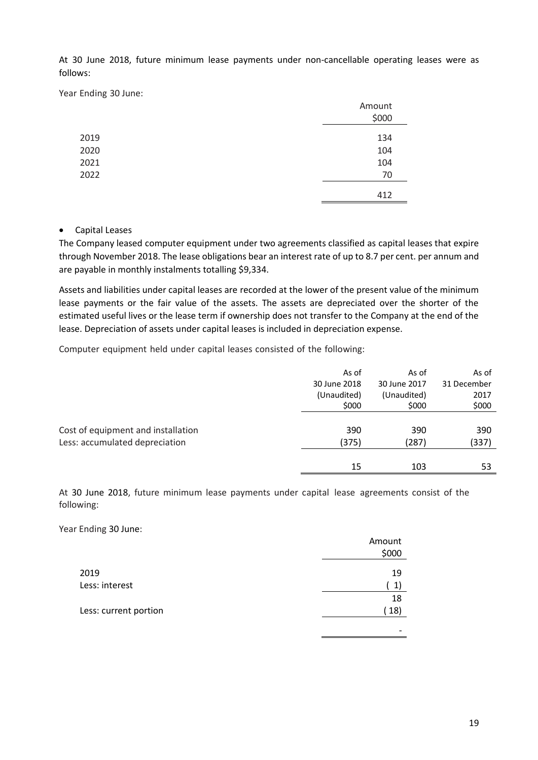At 30 June 2018, future minimum lease payments under non-cancellable operating leases were as follows:

Year Ending 30 June:

| | Amount<br>\$000 |
|---|---|
| 2019 | 134 |
| 2020 | 104 |
| 2021 | 104 |
| 2022 | 70 |
| | 412 |

- Capital Leases

The Company leased computer equipment under two agreements classified as capital leases that expire through November 2018. The lease obligations bear an interest rate of up to 8.7 per cent. per annum and are payable in monthly instalments totalling $9,334.

Assets and liabilities under capital leases are recorded at the lower of the present value of the minimum lease payments or the fair value of the assets. The assets are depreciated over the shorter of the estimated useful lives or the lease term if ownership does not transfer to the Company at the end of the lease. Depreciation of assets under capital leases is included in depreciation expense.

Computer equipment held under capital leases consisted of the following:

| | As of 30 June 2018 (Unaudited) \$000 | As of 30 June 2017 (Unaudited) \$000 | As of 31 December 2017 \$000 |
|---|---|---|---|
| Cost of equipment and installation | 390 | 390 | 390 |
| Less: accumulated depreciation | (375) | (287) | (337) |
| | 15 | 103 | 53 |

At 30 June 2018, future minimum lease payments under capital lease agreements consist of the following:

Year Ending 30 June:

| | Amount<br>\$000 |
|---|---|
| 2019 | 19 |
| Less: interest | ( 1) |
| | 18 |
| Less: current portion | ( 18) |
| | - |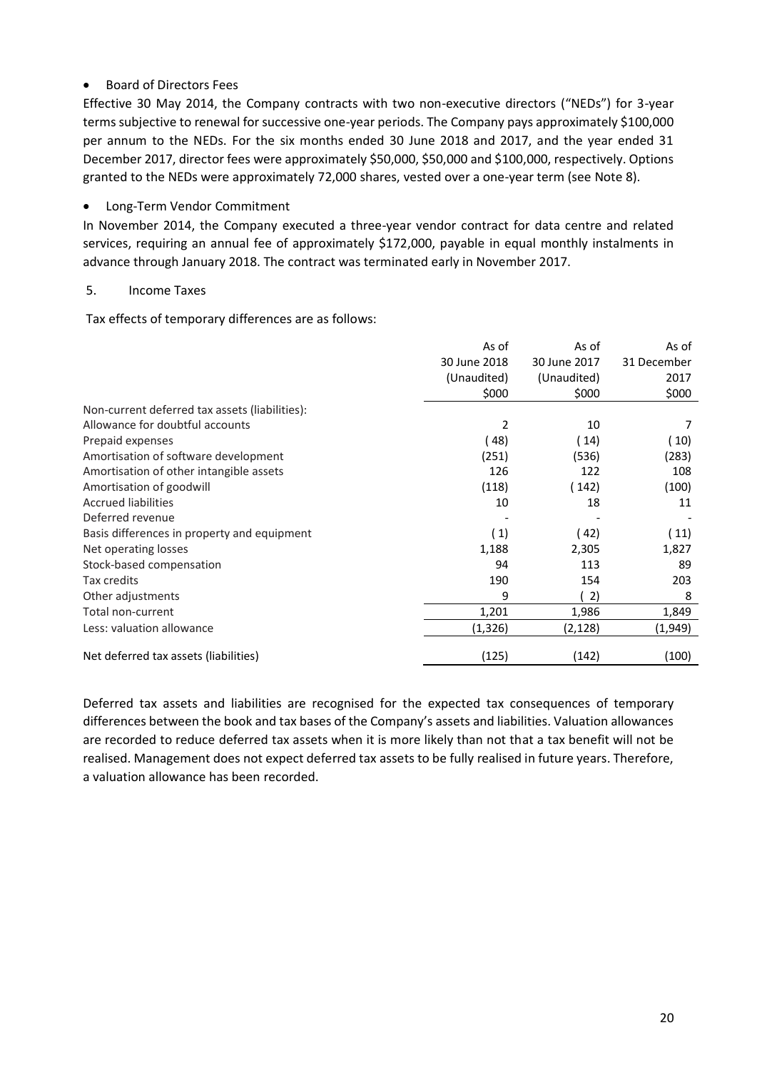- Board of Directors Fees

Effective 30 May 2014, the Company contracts with two non-executive directors ("NEDs") for 3-year terms subjective to renewal for successive one-year periods. The Company pays approximately $100,000 per annum to the NEDs. For the six months ended 30 June 2018 and 2017, and the year ended 31 December 2017, director fees were approximately $50,000, $50,000 and $100,000, respectively. Options granted to the NEDs were approximately 72,000 shares, vested over a one-year term (see Note 8).

- Long-Term Vendor Commitment

In November 2014, the Company executed a three-year vendor contract for data centre and related services, requiring an annual fee of approximately $172,000, payable in equal monthly instalments in advance through January 2018. The contract was terminated early in November 2017.

5. Income Taxes

Tax effects of temporary differences are as follows:

| | As of 30 June 2018 (Unaudited) $000 | As of 30 June 2017 (Unaudited) $000 | As of 31 December 2017 $000 |
|---|---|---|---|
| Non-current deferred tax assets (liabilities): | | | |
| Allowance for doubtful accounts | 2 | 10 | 7 |
| Prepaid expenses | (48) | (14) | (10) |
| Amortisation of software development | (251) | (536) | (283) |
| Amortisation of other intangible assets | 126 | 122 | 108 |
| Amortisation of goodwill | (118) | (142) | (100) |
| Accrued liabilities | 10 | 18 | 11 |
| Deferred revenue | - | - | - |
| Basis differences in property and equipment | (1) | (42) | (11) |
| Net operating losses | 1,188 | 2,305 | 1,827 |
| Stock-based compensation | 94 | 113 | 89 |
| Tax credits | 190 | 154 | 203 |
| Other adjustments | 9 | (2) | 8 |
| Total non-current | 1,201 | 1,986 | 1,849 |
| Less: valuation allowance | (1,326) | (2,128) | (1,949) |
| Net deferred tax assets (liabilities) | (125) | (142) | (100) |

Deferred tax assets and liabilities are recognised for the expected tax consequences of temporary differences between the book and tax bases of the Company's assets and liabilities. Valuation allowances are recorded to reduce deferred tax assets when it is more likely than not that a tax benefit will not be realised. Management does not expect deferred tax assets to be fully realised in future years. Therefore, a valuation allowance has been recorded.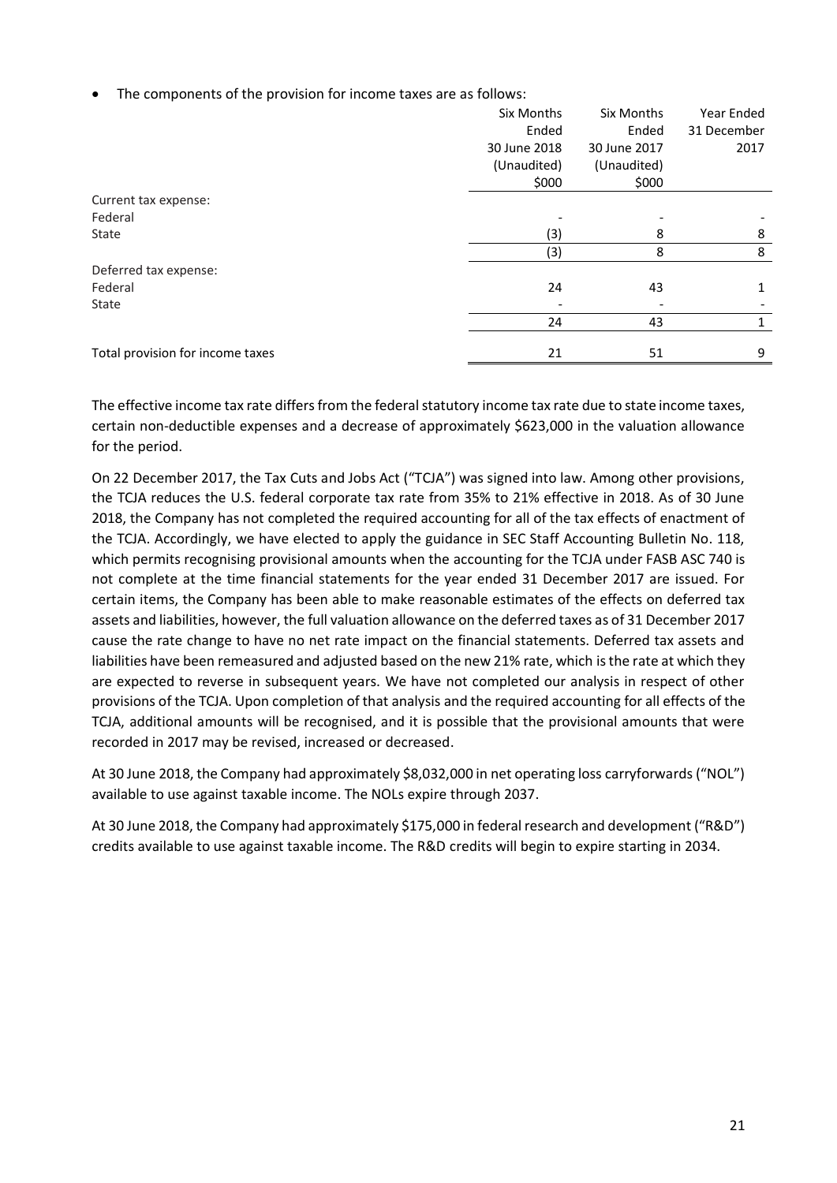- The components of the provision for income taxes are as follows:

| | Six Months Ended 30 June 2018 (Unaudited) $000 | Six Months Ended 30 June 2017 (Unaudited) $000 | Year Ended 31 December 2017 |
|---|---|---|---|
| Current tax expense: | | | |
| Federal | - | - | - |
| State | (3) | 8 | 8 |
| | (3) | 8 | 8 |
| Deferred tax expense: | | | |
| Federal | 24 | 43 | 1 |
| State | - | - | - |
| | 24 | 43 | 1 |
| Total provision for income taxes | 21 | 51 | 9 |

The effective income tax rate differs from the federal statutory income tax rate due to state income taxes, certain non-deductible expenses and a decrease of approximately $623,000 in the valuation allowance for the period.

On 22 December 2017, the Tax Cuts and Jobs Act ("TCJA") was signed into law. Among other provisions, the TCJA reduces the U.S. federal corporate tax rate from 35% to 21% effective in 2018. As of 30 June 2018, the Company has not completed the required accounting for all of the tax effects of enactment of the TCJA. Accordingly, we have elected to apply the guidance in SEC Staff Accounting Bulletin No. 118, which permits recognising provisional amounts when the accounting for the TCJA under FASB ASC 740 is not complete at the time financial statements for the year ended 31 December 2017 are issued. For certain items, the Company has been able to make reasonable estimates of the effects on deferred tax assets and liabilities, however, the full valuation allowance on the deferred taxes as of 31 December 2017 cause the rate change to have no net rate impact on the financial statements. Deferred tax assets and liabilities have been remeasured and adjusted based on the new 21% rate, which is the rate at which they are expected to reverse in subsequent years. We have not completed our analysis in respect of other provisions of the TCJA. Upon completion of that analysis and the required accounting for all effects of the TCJA, additional amounts will be recognised, and it is possible that the provisional amounts that were recorded in 2017 may be revised, increased or decreased.

At 30 June 2018, the Company had approximately $8,032,000 in net operating loss carryforwards ("NOL") available to use against taxable income. The NOLs expire through 2037.

At 30 June 2018, the Company had approximately $175,000 in federal research and development ("R&D") credits available to use against taxable income. The R&D credits will begin to expire starting in 2034.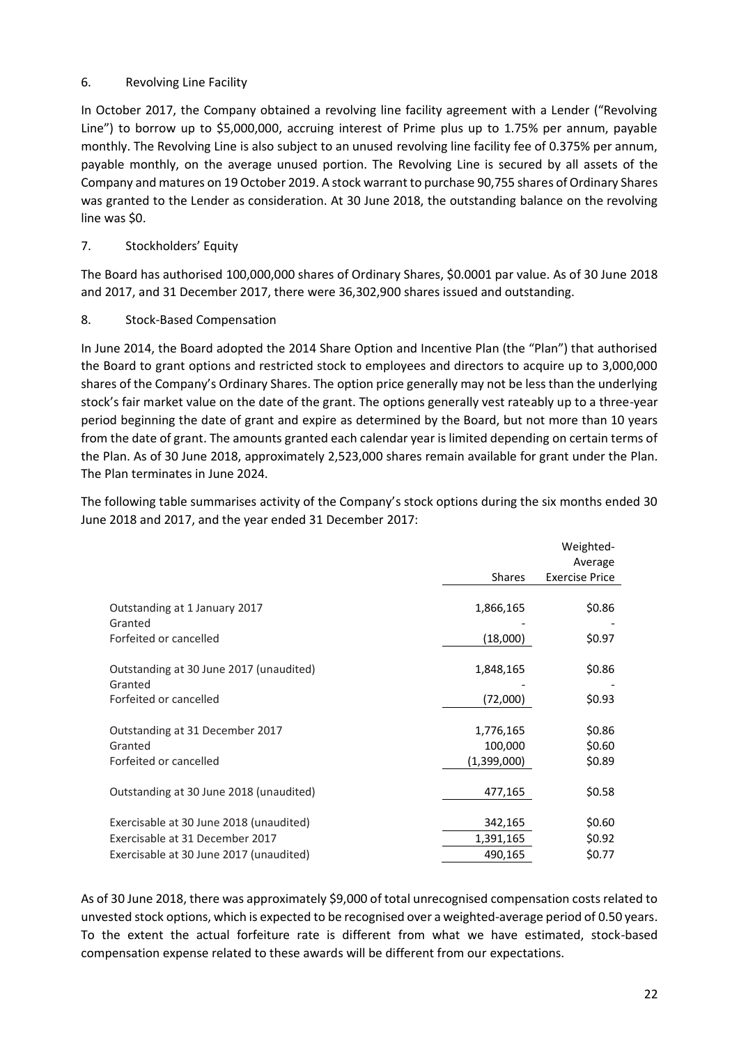## 6. Revolving Line Facility

In October 2017, the Company obtained a revolving line facility agreement with a Lender ("Revolving Line") to borrow up to $5,000,000, accruing interest of Prime plus up to 1.75% per annum, payable monthly. The Revolving Line is also subject to an unused revolving line facility fee of 0.375% per annum, payable monthly, on the average unused portion. The Revolving Line is secured by all assets of the Company and matures on 19 October 2019. A stock warrant to purchase 90,755 shares of Ordinary Shares was granted to the Lender as consideration. At 30 June 2018, the outstanding balance on the revolving line was $0.

## 7. Stockholders' Equity

The Board has authorised 100,000,000 shares of Ordinary Shares, $0.0001 par value. As of 30 June 2018 and 2017, and 31 December 2017, there were 36,302,900 shares issued and outstanding.

## 8. Stock-Based Compensation

In June 2014, the Board adopted the 2014 Share Option and Incentive Plan (the "Plan") that authorised the Board to grant options and restricted stock to employees and directors to acquire up to 3,000,000 shares of the Company's Ordinary Shares. The option price generally may not be less than the underlying stock's fair market value on the date of the grant. The options generally vest rateably up to a three-year period beginning the date of grant and expire as determined by the Board, but not more than 10 years from the date of grant. The amounts granted each calendar year is limited depending on certain terms of the Plan. As of 30 June 2018, approximately 2,523,000 shares remain available for grant under the Plan. The Plan terminates in June 2024.

The following table summarises activity of the Company's stock options during the six months ended 30 June 2018 and 2017, and the year ended 31 December 2017:

| | Shares | Weighted-Average Exercise Price |
|---|---|---|
| Outstanding at 1 January 2017 | 1,866,165 | $0.86 |
| Granted | - | - |
| Forfeited or cancelled | (18,000) | $0.97 |
| Outstanding at 30 June 2017 (unaudited) | 1,848,165 | $0.86 |
| Granted | - | - |
| Forfeited or cancelled | (72,000) | $0.93 |
| Outstanding at 31 December 2017 | 1,776,165 | $0.86 |
| Granted | 100,000 | $0.60 |
| Forfeited or cancelled | (1,399,000) | $0.89 |
| Outstanding at 30 June 2018 (unaudited) | 477,165 | $0.58 |
| Exercisable at 30 June 2018 (unaudited) | 342,165 | $0.60 |
| Exercisable at 31 December 2017 | 1,391,165 | $0.92 |
| Exercisable at 30 June 2017 (unaudited) | 490,165 | $0.77 |

As of 30 June 2018, there was approximately $9,000 of total unrecognised compensation costs related to unvested stock options, which is expected to be recognised over a weighted-average period of 0.50 years. To the extent the actual forfeiture rate is different from what we have estimated, stock-based compensation expense related to these awards will be different from our expectations.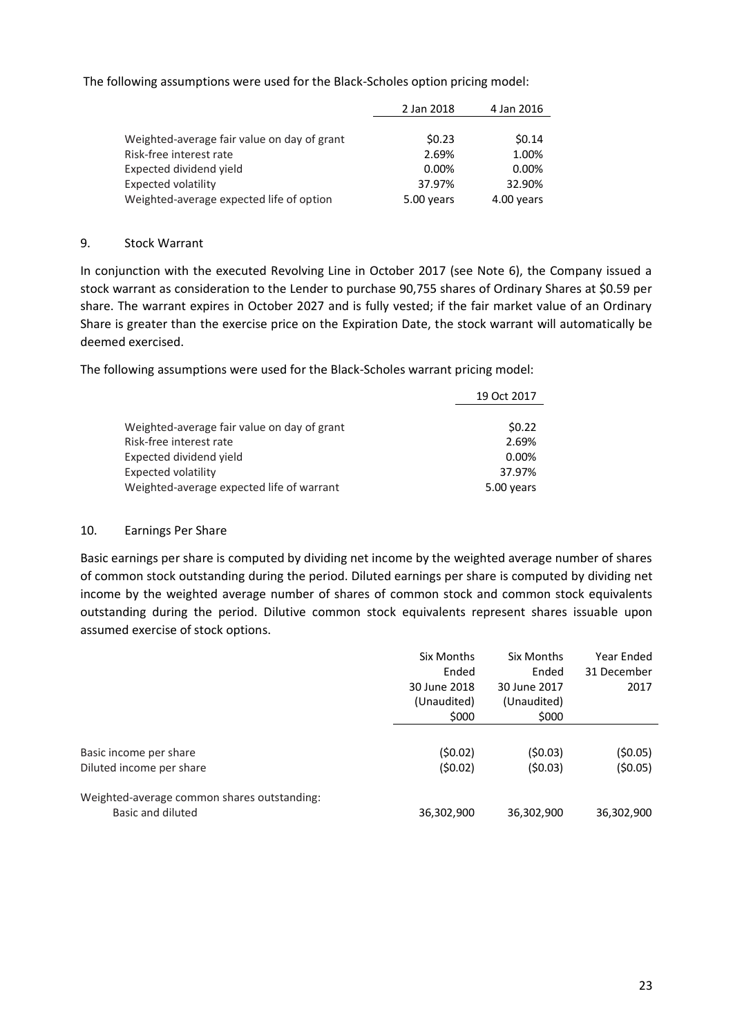The following assumptions were used for the Black-Scholes option pricing model:

| | 2 Jan 2018 | 4 Jan 2016 |
|---|---|---|
| Weighted-average fair value on day of grant | $0.23 | $0.14 |
| Risk-free interest rate | 2.69% | 1.00% |
| Expected dividend yield | 0.00% | 0.00% |
| Expected volatility | 37.97% | 32.90% |
| Weighted-average expected life of option | 5.00 years | 4.00 years |

## 9. Stock Warrant

In conjunction with the executed Revolving Line in October 2017 (see Note 6), the Company issued a stock warrant as consideration to the Lender to purchase 90,755 shares of Ordinary Shares at $0.59 per share. The warrant expires in October 2027 and is fully vested; if the fair market value of an Ordinary Share is greater than the exercise price on the Expiration Date, the stock warrant will automatically be deemed exercised.

The following assumptions were used for the Black-Scholes warrant pricing model:

| | 19 Oct 2017 |
|---|---|
| Weighted-average fair value on day of grant | $0.22 |
| Risk-free interest rate | 2.69% |
| Expected dividend yield | 0.00% |
| Expected volatility | 37.97% |
| Weighted-average expected life of warrant | 5.00 years |

## 10. Earnings Per Share

Basic earnings per share is computed by dividing net income by the weighted average number of shares of common stock outstanding during the period. Diluted earnings per share is computed by dividing net income by the weighted average number of shares of common stock and common stock equivalents outstanding during the period. Dilutive common stock equivalents represent shares issuable upon assumed exercise of stock options.

| | Six Months Ended 30 June 2018 (Unaudited) $000 | Six Months Ended 30 June 2017 (Unaudited) $000 | Year Ended 31 December 2017 |
|---|---|---|---|
| Basic income per share | ($0.02) | ($0.03) | ($0.05) |
| Diluted income per share | ($0.02) | ($0.03) | ($0.05) |
| Weighted-average common shares outstanding: | | | |
| Basic and diluted | 36,302,900 | 36,302,900 | 36,302,900 |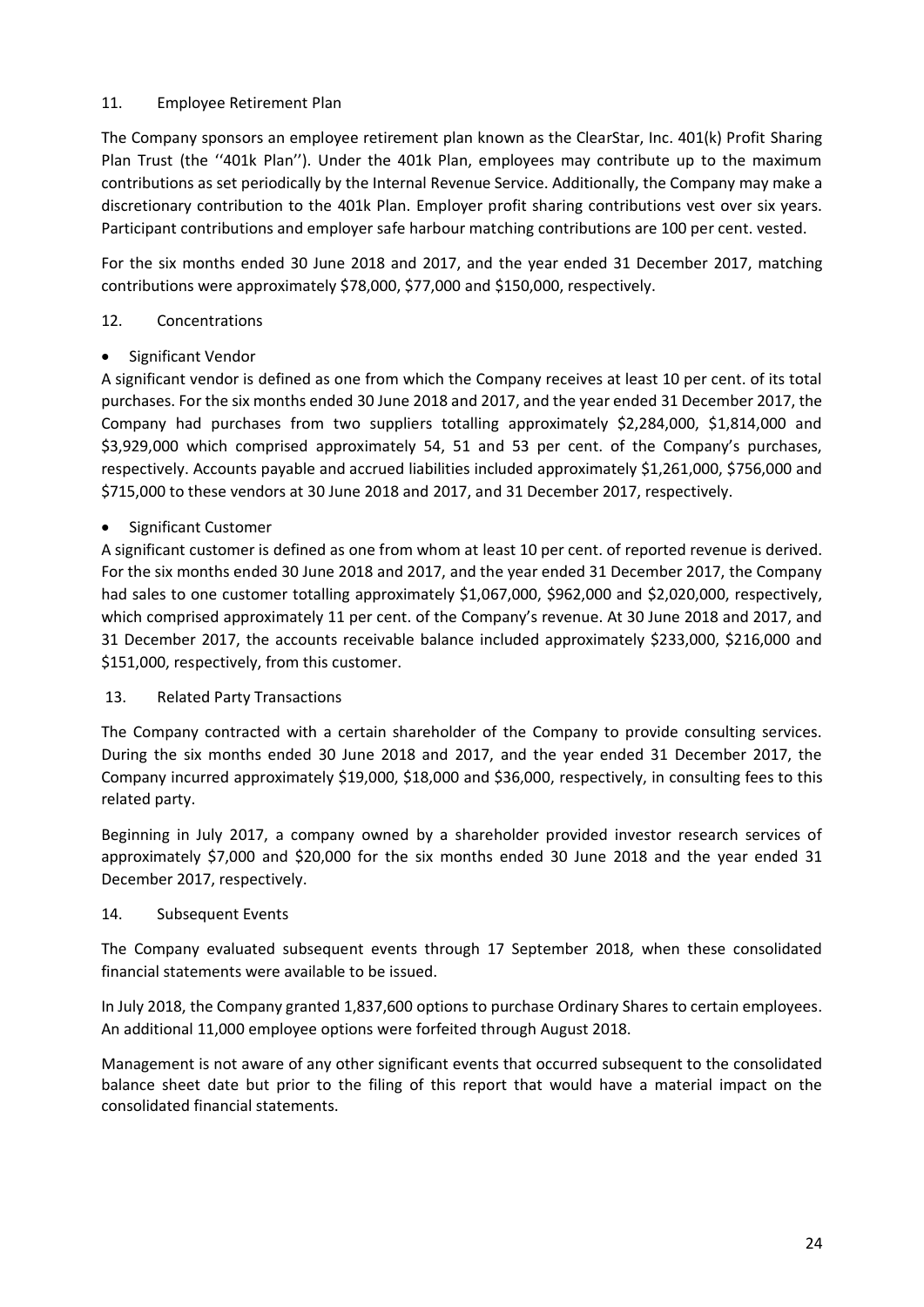## 11. Employee Retirement Plan

The Company sponsors an employee retirement plan known as the ClearStar, Inc. 401(k) Profit Sharing Plan Trust (the ''401k Plan''). Under the 401k Plan, employees may contribute up to the maximum contributions as set periodically by the Internal Revenue Service. Additionally, the Company may make a discretionary contribution to the 401k Plan. Employer profit sharing contributions vest over six years. Participant contributions and employer safe harbour matching contributions are 100 per cent. vested.

For the six months ended 30 June 2018 and 2017, and the year ended 31 December 2017, matching contributions were approximately $78,000, $77,000 and $150,000, respectively.

## 12. Concentrations

- Significant Vendor

A significant vendor is defined as one from which the Company receives at least 10 per cent. of its total purchases. For the six months ended 30 June 2018 and 2017, and the year ended 31 December 2017, the Company had purchases from two suppliers totalling approximately $2,284,000, $1,814,000 and $3,929,000 which comprised approximately 54, 51 and 53 per cent. of the Company's purchases, respectively. Accounts payable and accrued liabilities included approximately $1,261,000, $756,000 and $715,000 to these vendors at 30 June 2018 and 2017, and 31 December 2017, respectively.

- Significant Customer

A significant customer is defined as one from whom at least 10 per cent. of reported revenue is derived. For the six months ended 30 June 2018 and 2017, and the year ended 31 December 2017, the Company had sales to one customer totalling approximately $1,067,000, $962,000 and $2,020,000, respectively, which comprised approximately 11 per cent. of the Company's revenue. At 30 June 2018 and 2017, and 31 December 2017, the accounts receivable balance included approximately $233,000, $216,000 and $151,000, respectively, from this customer.

## 13. Related Party Transactions

The Company contracted with a certain shareholder of the Company to provide consulting services. During the six months ended 30 June 2018 and 2017, and the year ended 31 December 2017, the Company incurred approximately $19,000, $18,000 and $36,000, respectively, in consulting fees to this related party.

Beginning in July 2017, a company owned by a shareholder provided investor research services of approximately $7,000 and $20,000 for the six months ended 30 June 2018 and the year ended 31 December 2017, respectively.

## 14. Subsequent Events

The Company evaluated subsequent events through 17 September 2018, when these consolidated financial statements were available to be issued.

In July 2018, the Company granted 1,837,600 options to purchase Ordinary Shares to certain employees. An additional 11,000 employee options were forfeited through August 2018.

Management is not aware of any other significant events that occurred subsequent to the consolidated balance sheet date but prior to the filing of this report that would have a material impact on the consolidated financial statements.